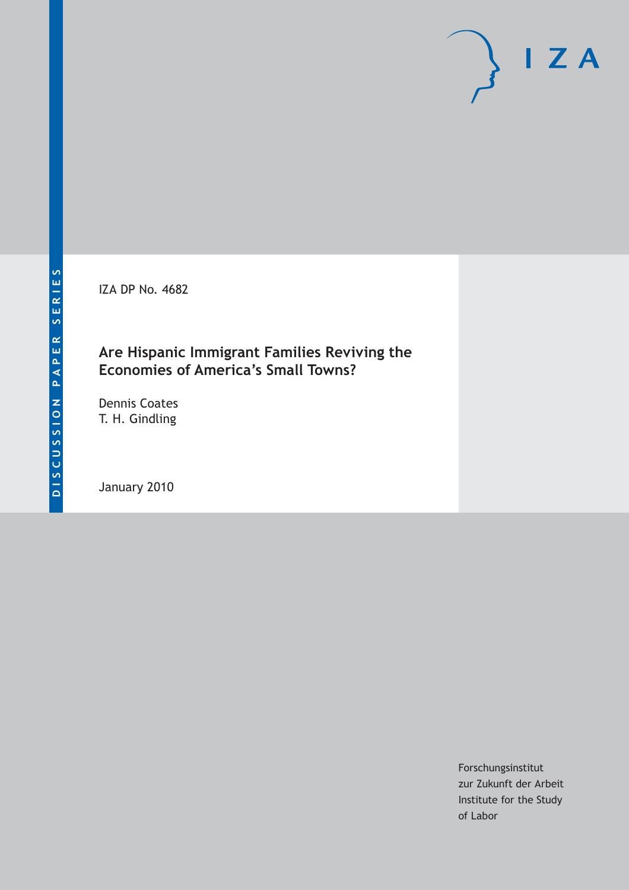DISCUSSION PAPER SERIES

IZA DP No. 4682

# Are Hispanic Immigrant Families Reviving the Economies of America's Small Towns?

Dennis Coates
T. H. Gindling

January 2010

Forschungsinstitut
zur Zukunft der Arbeit
Institute for the Study
of Labor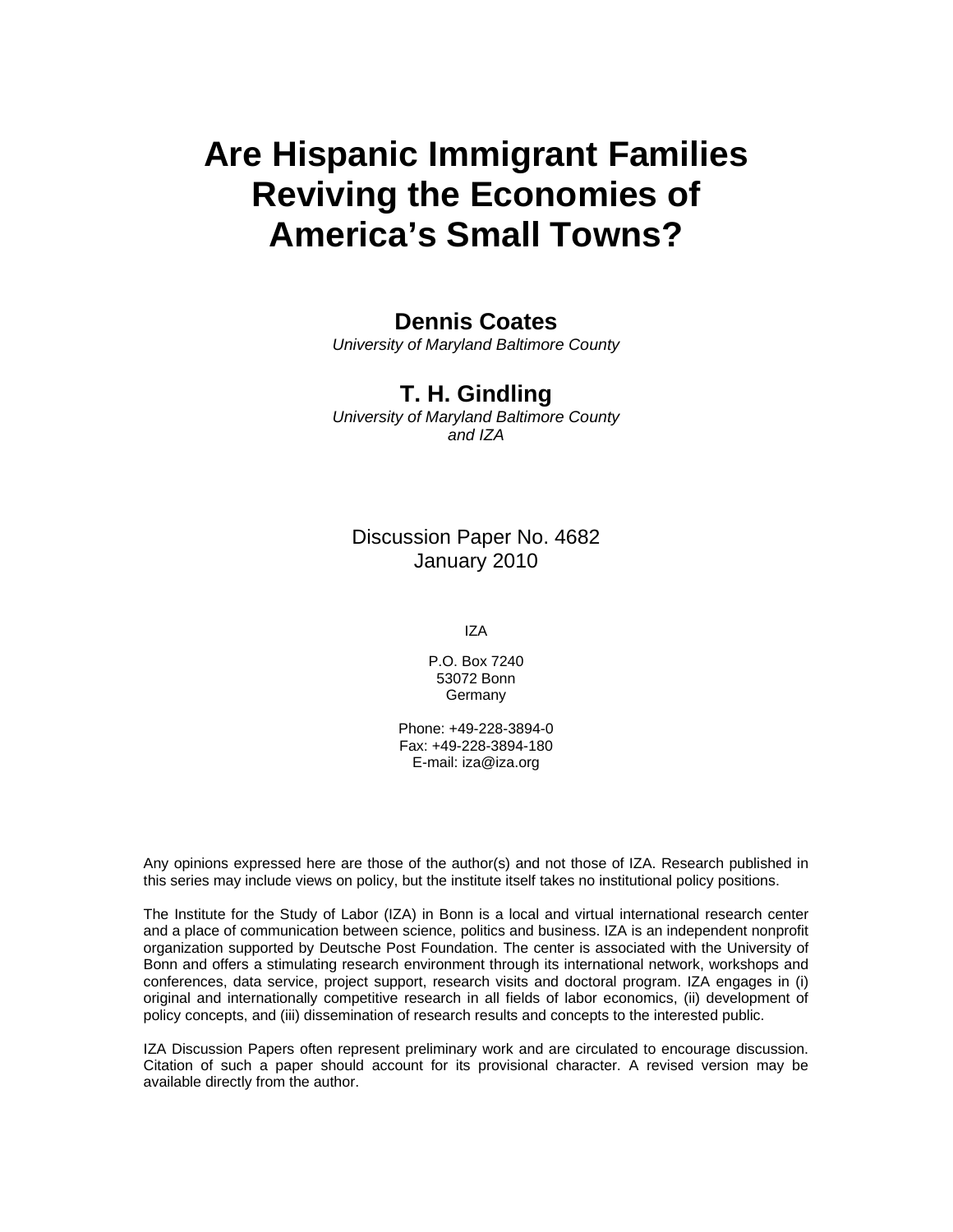# Are Hispanic Immigrant Families Reviving the Economies of America's Small Towns?

**Dennis Coates**
*University of Maryland Baltimore County*

**T. H. Gindling**
*University of Maryland Baltimore County and IZA*

Discussion Paper No. 4682
January 2010

IZA

P.O. Box 7240
53072 Bonn
Germany

Phone: +49-228-3894-0
Fax: +49-228-3894-180
E-mail: iza@iza.org

Any opinions expressed here are those of the author(s) and not those of IZA. Research published in this series may include views on policy, but the institute itself takes no institutional policy positions.

The Institute for the Study of Labor (IZA) in Bonn is a local and virtual international research center and a place of communication between science, politics and business. IZA is an independent nonprofit organization supported by Deutsche Post Foundation. The center is associated with the University of Bonn and offers a stimulating research environment through its international network, workshops and conferences, data service, project support, research visits and doctoral program. IZA engages in (i) original and internationally competitive research in all fields of labor economics, (ii) development of policy concepts, and (iii) dissemination of research results and concepts to the interested public.

IZA Discussion Papers often represent preliminary work and are circulated to encourage discussion. Citation of such a paper should account for its provisional character. A revised version may be available directly from the author.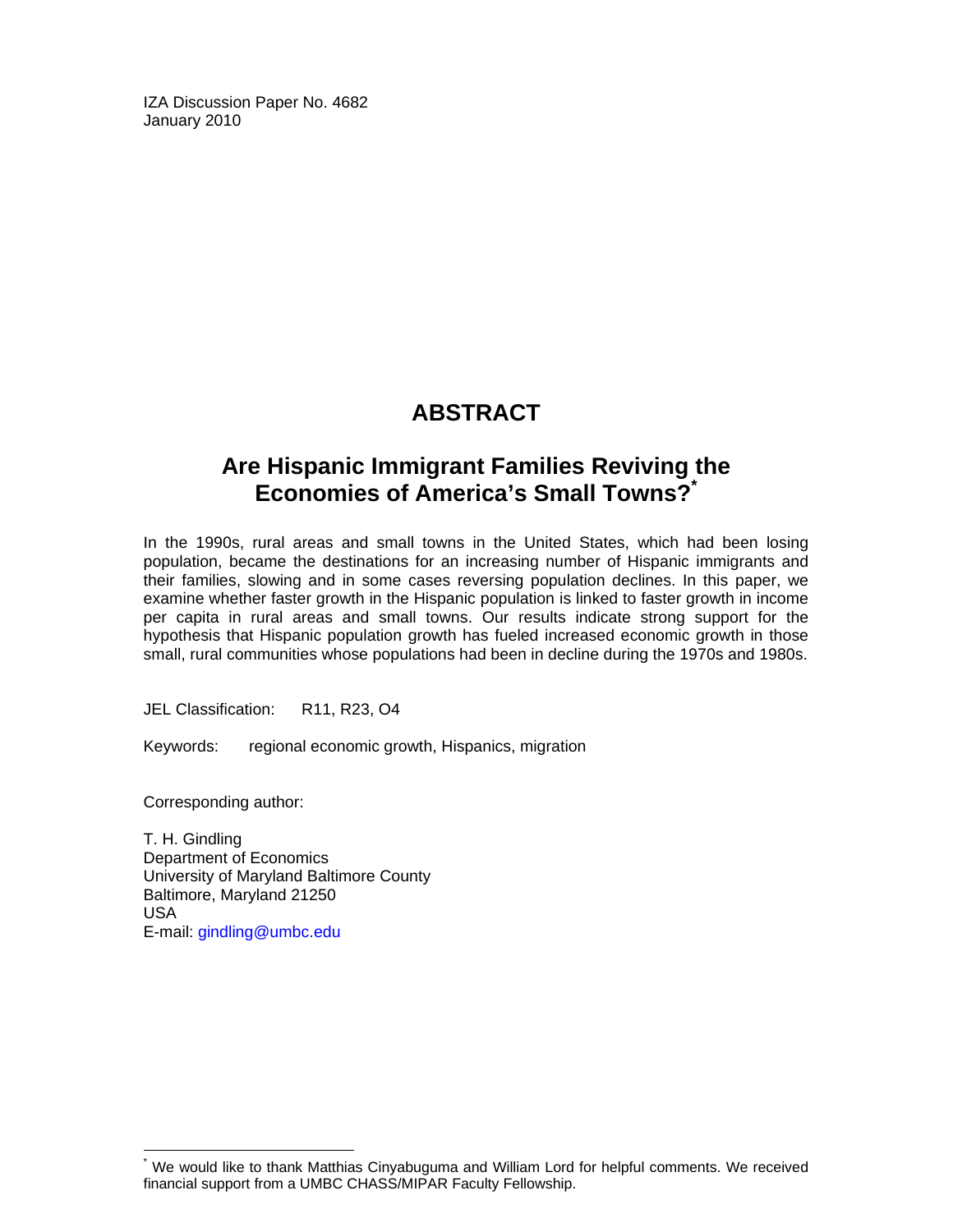IZA Discussion Paper No. 4682
January 2010

# ABSTRACT

## Are Hispanic Immigrant Families Reviving the Economies of America's Small Towns?*

In the 1990s, rural areas and small towns in the United States, which had been losing population, became the destinations for an increasing number of Hispanic immigrants and their families, slowing and in some cases reversing population declines. In this paper, we examine whether faster growth in the Hispanic population is linked to faster growth in income per capita in rural areas and small towns. Our results indicate strong support for the hypothesis that Hispanic population growth has fueled increased economic growth in those small, rural communities whose populations had been in decline during the 1970s and 1980s.

JEL Classification: R11, R23, O4

Keywords: regional economic growth, Hispanics, migration

Corresponding author:

T. H. Gindling
Department of Economics
University of Maryland Baltimore County
Baltimore, Maryland 21250
USA
E-mail: gindling@umbc.edu

---

* We would like to thank Matthias Cinyabuguma and William Lord for helpful comments. We received financial support from a UMBC CHASS/MIPAR Faculty Fellowship.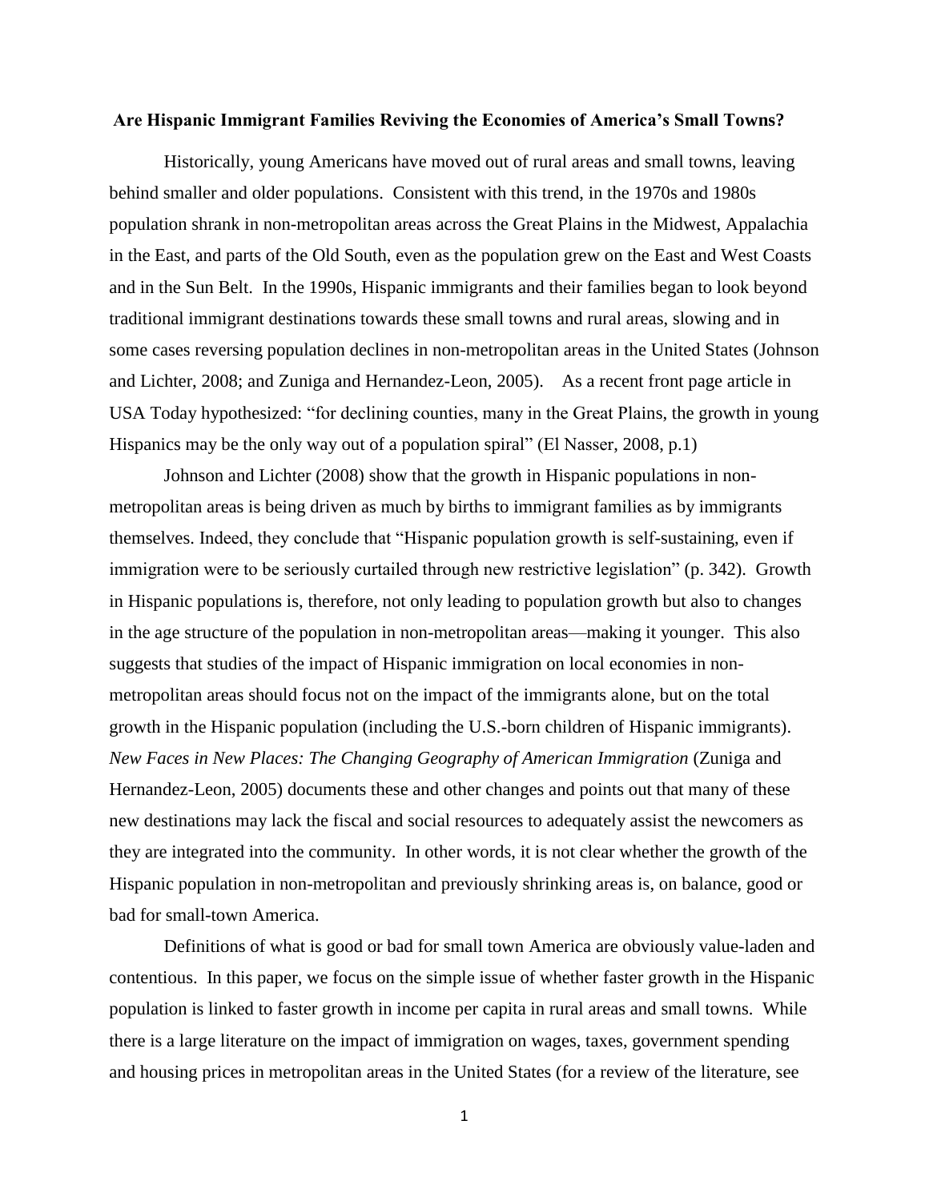**Are Hispanic Immigrant Families Reviving the Economies of America's Small Towns?**

Historically, young Americans have moved out of rural areas and small towns, leaving behind smaller and older populations. Consistent with this trend, in the 1970s and 1980s population shrank in non-metropolitan areas across the Great Plains in the Midwest, Appalachia in the East, and parts of the Old South, even as the population grew on the East and West Coasts and in the Sun Belt. In the 1990s, Hispanic immigrants and their families began to look beyond traditional immigrant destinations towards these small towns and rural areas, slowing and in some cases reversing population declines in non-metropolitan areas in the United States (Johnson and Lichter, 2008; and Zuniga and Hernandez-Leon, 2005). As a recent front page article in USA Today hypothesized: "for declining counties, many in the Great Plains, the growth in young Hispanics may be the only way out of a population spiral" (El Nasser, 2008, p.1)

Johnson and Lichter (2008) show that the growth in Hispanic populations in non-metropolitan areas is being driven as much by births to immigrant families as by immigrants themselves. Indeed, they conclude that "Hispanic population growth is self-sustaining, even if immigration were to be seriously curtailed through new restrictive legislation" (p. 342). Growth in Hispanic populations is, therefore, not only leading to population growth but also to changes in the age structure of the population in non-metropolitan areas—making it younger. This also suggests that studies of the impact of Hispanic immigration on local economies in non-metropolitan areas should focus not on the impact of the immigrants alone, but on the total growth in the Hispanic population (including the U.S.-born children of Hispanic immigrants). *New Faces in New Places: The Changing Geography of American Immigration* (Zuniga and Hernandez-Leon, 2005) documents these and other changes and points out that many of these new destinations may lack the fiscal and social resources to adequately assist the newcomers as they are integrated into the community. In other words, it is not clear whether the growth of the Hispanic population in non-metropolitan and previously shrinking areas is, on balance, good or bad for small-town America.

Definitions of what is good or bad for small town America are obviously value-laden and contentious. In this paper, we focus on the simple issue of whether faster growth in the Hispanic population is linked to faster growth in income per capita in rural areas and small towns. While there is a large literature on the impact of immigration on wages, taxes, government spending and housing prices in metropolitan areas in the United States (for a review of the literature, see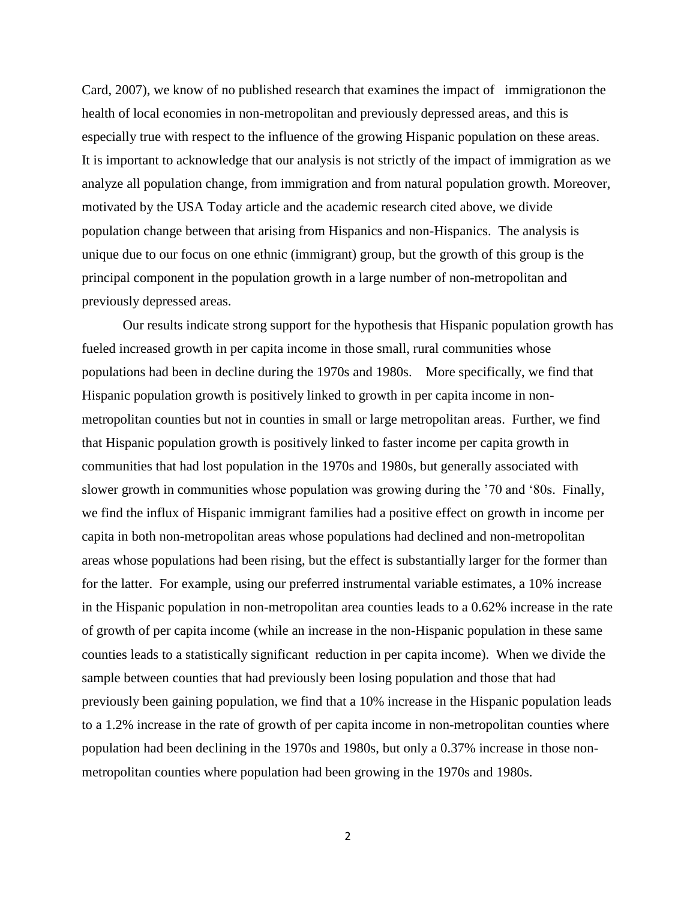Card, 2007), we know of no published research that examines the impact of immigrationon the health of local economies in non-metropolitan and previously depressed areas, and this is especially true with respect to the influence of the growing Hispanic population on these areas. It is important to acknowledge that our analysis is not strictly of the impact of immigration as we analyze all population change, from immigration and from natural population growth. Moreover, motivated by the USA Today article and the academic research cited above, we divide population change between that arising from Hispanics and non-Hispanics. The analysis is unique due to our focus on one ethnic (immigrant) group, but the growth of this group is the principal component in the population growth in a large number of non-metropolitan and previously depressed areas.

Our results indicate strong support for the hypothesis that Hispanic population growth has fueled increased growth in per capita income in those small, rural communities whose populations had been in decline during the 1970s and 1980s. More specifically, we find that Hispanic population growth is positively linked to growth in per capita income in non-metropolitan counties but not in counties in small or large metropolitan areas. Further, we find that Hispanic population growth is positively linked to faster income per capita growth in communities that had lost population in the 1970s and 1980s, but generally associated with slower growth in communities whose population was growing during the '70 and '80s. Finally, we find the influx of Hispanic immigrant families had a positive effect on growth in income per capita in both non-metropolitan areas whose populations had declined and non-metropolitan areas whose populations had been rising, but the effect is substantially larger for the former than for the latter. For example, using our preferred instrumental variable estimates, a 10% increase in the Hispanic population in non-metropolitan area counties leads to a 0.62% increase in the rate of growth of per capita income (while an increase in the non-Hispanic population in these same counties leads to a statistically significant reduction in per capita income). When we divide the sample between counties that had previously been losing population and those that had previously been gaining population, we find that a 10% increase in the Hispanic population leads to a 1.2% increase in the rate of growth of per capita income in non-metropolitan counties where population had been declining in the 1970s and 1980s, but only a 0.37% increase in those non-metropolitan counties where population had been growing in the 1970s and 1980s.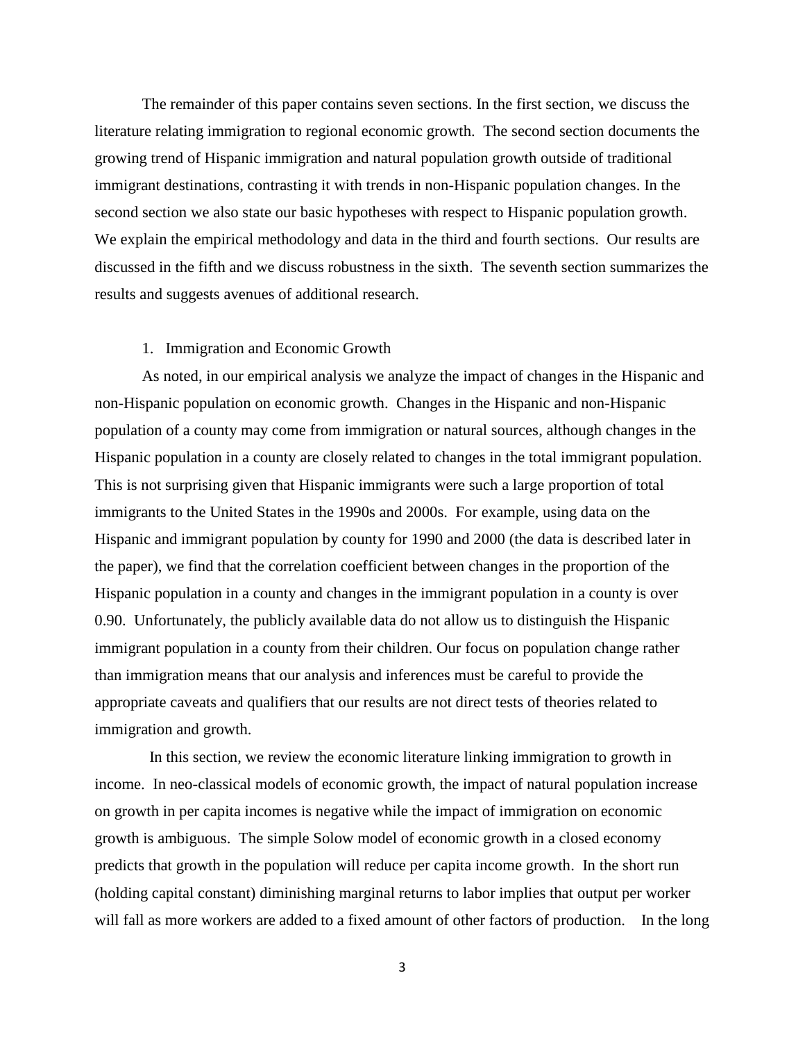The remainder of this paper contains seven sections. In the first section, we discuss the literature relating immigration to regional economic growth. The second section documents the growing trend of Hispanic immigration and natural population growth outside of traditional immigrant destinations, contrasting it with trends in non-Hispanic population changes. In the second section we also state our basic hypotheses with respect to Hispanic population growth. We explain the empirical methodology and data in the third and fourth sections. Our results are discussed in the fifth and we discuss robustness in the sixth. The seventh section summarizes the results and suggests avenues of additional research.

## 1. Immigration and Economic Growth

As noted, in our empirical analysis we analyze the impact of changes in the Hispanic and non-Hispanic population on economic growth. Changes in the Hispanic and non-Hispanic population of a county may come from immigration or natural sources, although changes in the Hispanic population in a county are closely related to changes in the total immigrant population. This is not surprising given that Hispanic immigrants were such a large proportion of total immigrants to the United States in the 1990s and 2000s. For example, using data on the Hispanic and immigrant population by county for 1990 and 2000 (the data is described later in the paper), we find that the correlation coefficient between changes in the proportion of the Hispanic population in a county and changes in the immigrant population in a county is over 0.90. Unfortunately, the publicly available data do not allow us to distinguish the Hispanic immigrant population in a county from their children. Our focus on population change rather than immigration means that our analysis and inferences must be careful to provide the appropriate caveats and qualifiers that our results are not direct tests of theories related to immigration and growth.

In this section, we review the economic literature linking immigration to growth in income. In neo-classical models of economic growth, the impact of natural population increase on growth in per capita incomes is negative while the impact of immigration on economic growth is ambiguous. The simple Solow model of economic growth in a closed economy predicts that growth in the population will reduce per capita income growth. In the short run (holding capital constant) diminishing marginal returns to labor implies that output per worker will fall as more workers are added to a fixed amount of other factors of production. In the long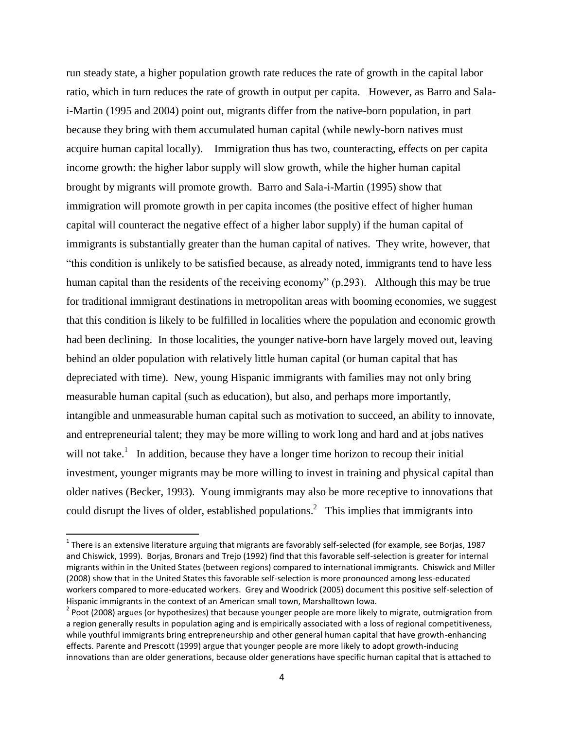run steady state, a higher population growth rate reduces the rate of growth in the capital labor ratio, which in turn reduces the rate of growth in output per capita. However, as Barro and Sala-i-Martin (1995 and 2004) point out, migrants differ from the native-born population, in part because they bring with them accumulated human capital (while newly-born natives must acquire human capital locally). Immigration thus has two, counteracting, effects on per capita income growth: the higher labor supply will slow growth, while the higher human capital brought by migrants will promote growth. Barro and Sala-i-Martin (1995) show that immigration will promote growth in per capita incomes (the positive effect of higher human capital will counteract the negative effect of a higher labor supply) if the human capital of immigrants is substantially greater than the human capital of natives. They write, however, that "this condition is unlikely to be satisfied because, as already noted, immigrants tend to have less human capital than the residents of the receiving economy" (p.293). Although this may be true for traditional immigrant destinations in metropolitan areas with booming economies, we suggest that this condition is likely to be fulfilled in localities where the population and economic growth had been declining. In those localities, the younger native-born have largely moved out, leaving behind an older population with relatively little human capital (or human capital that has depreciated with time). New, young Hispanic immigrants with families may not only bring measurable human capital (such as education), but also, and perhaps more importantly, intangible and unmeasurable human capital such as motivation to succeed, an ability to innovate, and entrepreneurial talent; they may be more willing to work long and hard and at jobs natives will not take.[1] In addition, because they have a longer time horizon to recoup their initial investment, younger migrants may be more willing to invest in training and physical capital than older natives (Becker, 1993). Young immigrants may also be more receptive to innovations that could disrupt the lives of older, established populations.[2] This implies that immigrants into

[1] There is an extensive literature arguing that migrants are favorably self-selected (for example, see Borjas, 1987 and Chiswick, 1999). Borjas, Bronars and Trejo (1992) find that this favorable self-selection is greater for internal migrants within in the United States (between regions) compared to international immigrants. Chiswick and Miller (2008) show that in the United States this favorable self-selection is more pronounced among less-educated workers compared to more-educated workers. Grey and Woodrick (2005) document this positive self-selection of Hispanic immigrants in the context of an American small town, Marshalltown Iowa.

[2] Poot (2008) argues (or hypothesizes) that because younger people are more likely to migrate, outmigration from a region generally results in population aging and is empirically associated with a loss of regional competitiveness, while youthful immigrants bring entrepreneurship and other general human capital that have growth-enhancing effects. Parente and Prescott (1999) argue that younger people are more likely to adopt growth-inducing innovations than are older generations, because older generations have specific human capital that is attached to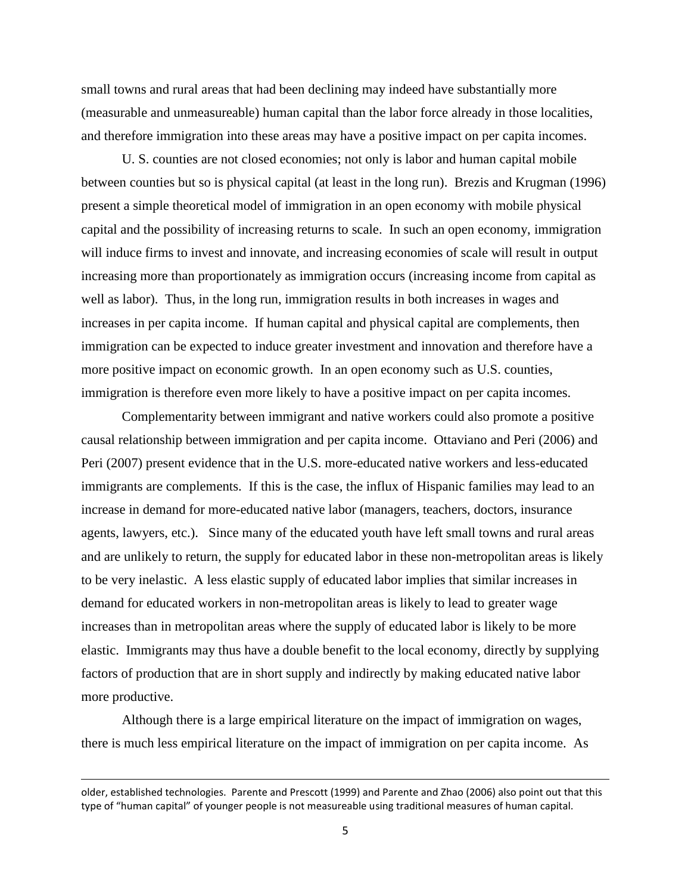small towns and rural areas that had been declining may indeed have substantially more (measurable and unmeasureable) human capital than the labor force already in those localities, and therefore immigration into these areas may have a positive impact on per capita incomes.

U. S. counties are not closed economies; not only is labor and human capital mobile between counties but so is physical capital (at least in the long run). Brezis and Krugman (1996) present a simple theoretical model of immigration in an open economy with mobile physical capital and the possibility of increasing returns to scale. In such an open economy, immigration will induce firms to invest and innovate, and increasing economies of scale will result in output increasing more than proportionately as immigration occurs (increasing income from capital as well as labor). Thus, in the long run, immigration results in both increases in wages and increases in per capita income. If human capital and physical capital are complements, then immigration can be expected to induce greater investment and innovation and therefore have a more positive impact on economic growth. In an open economy such as U.S. counties, immigration is therefore even more likely to have a positive impact on per capita incomes.

Complementarity between immigrant and native workers could also promote a positive causal relationship between immigration and per capita income. Ottaviano and Peri (2006) and Peri (2007) present evidence that in the U.S. more-educated native workers and less-educated immigrants are complements. If this is the case, the influx of Hispanic families may lead to an increase in demand for more-educated native labor (managers, teachers, doctors, insurance agents, lawyers, etc.). Since many of the educated youth have left small towns and rural areas and are unlikely to return, the supply for educated labor in these non-metropolitan areas is likely to be very inelastic. A less elastic supply of educated labor implies that similar increases in demand for educated workers in non-metropolitan areas is likely to lead to greater wage increases than in metropolitan areas where the supply of educated labor is likely to be more elastic. Immigrants may thus have a double benefit to the local economy, directly by supplying factors of production that are in short supply and indirectly by making educated native labor more productive.

Although there is a large empirical literature on the impact of immigration on wages, there is much less empirical literature on the impact of immigration on per capita income. As

older, established technologies. Parente and Prescott (1999) and Parente and Zhao (2006) also point out that this type of "human capital" of younger people is not measureable using traditional measures of human capital.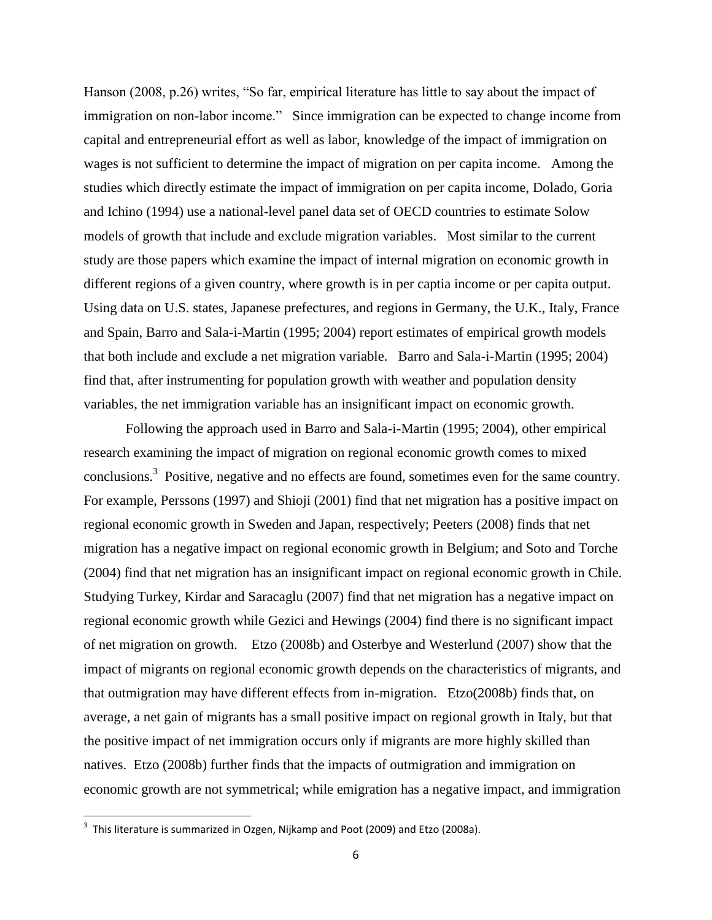Hanson (2008, p.26) writes, "So far, empirical literature has little to say about the impact of immigration on non-labor income." Since immigration can be expected to change income from capital and entrepreneurial effort as well as labor, knowledge of the impact of immigration on wages is not sufficient to determine the impact of migration on per capita income. Among the studies which directly estimate the impact of immigration on per capita income, Dolado, Goria and Ichino (1994) use a national-level panel data set of OECD countries to estimate Solow models of growth that include and exclude migration variables. Most similar to the current study are those papers which examine the impact of internal migration on economic growth in different regions of a given country, where growth is in per captia income or per capita output. Using data on U.S. states, Japanese prefectures, and regions in Germany, the U.K., Italy, France and Spain, Barro and Sala-i-Martin (1995; 2004) report estimates of empirical growth models that both include and exclude a net migration variable. Barro and Sala-i-Martin (1995; 2004) find that, after instrumenting for population growth with weather and population density variables, the net immigration variable has an insignificant impact on economic growth.

Following the approach used in Barro and Sala-i-Martin (1995; 2004), other empirical research examining the impact of migration on regional economic growth comes to mixed conclusions.[3] Positive, negative and no effects are found, sometimes even for the same country. For example, Perssons (1997) and Shioji (2001) find that net migration has a positive impact on regional economic growth in Sweden and Japan, respectively; Peeters (2008) finds that net migration has a negative impact on regional economic growth in Belgium; and Soto and Torche (2004) find that net migration has an insignificant impact on regional economic growth in Chile. Studying Turkey, Kirdar and Saracaglu (2007) find that net migration has a negative impact on regional economic growth while Gezici and Hewings (2004) find there is no significant impact of net migration on growth. Etzo (2008b) and Osterbye and Westerlund (2007) show that the impact of migrants on regional economic growth depends on the characteristics of migrants, and that outmigration may have different effects from in-migration. Etzo(2008b) finds that, on average, a net gain of migrants has a small positive impact on regional growth in Italy, but that the positive impact of net immigration occurs only if migrants are more highly skilled than natives. Etzo (2008b) further finds that the impacts of outmigration and immigration on economic growth are not symmetrical; while emigration has a negative impact, and immigration

[3] This literature is summarized in Ozgen, Nijkamp and Poot (2009) and Etzo (2008a).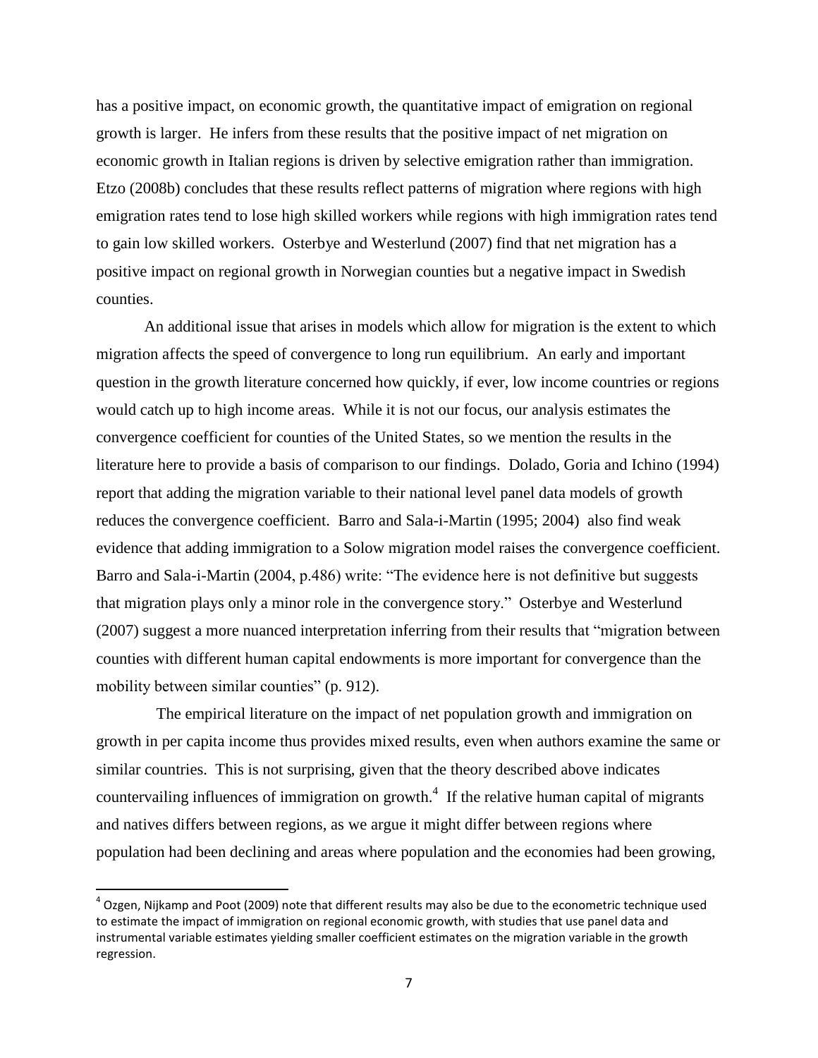has a positive impact, on economic growth, the quantitative impact of emigration on regional growth is larger. He infers from these results that the positive impact of net migration on economic growth in Italian regions is driven by selective emigration rather than immigration. Etzo (2008b) concludes that these results reflect patterns of migration where regions with high emigration rates tend to lose high skilled workers while regions with high immigration rates tend to gain low skilled workers. Osterbye and Westerlund (2007) find that net migration has a positive impact on regional growth in Norwegian counties but a negative impact in Swedish counties.

An additional issue that arises in models which allow for migration is the extent to which migration affects the speed of convergence to long run equilibrium. An early and important question in the growth literature concerned how quickly, if ever, low income countries or regions would catch up to high income areas. While it is not our focus, our analysis estimates the convergence coefficient for counties of the United States, so we mention the results in the literature here to provide a basis of comparison to our findings. Dolado, Goria and Ichino (1994) report that adding the migration variable to their national level panel data models of growth reduces the convergence coefficient. Barro and Sala-i-Martin (1995; 2004) also find weak evidence that adding immigration to a Solow migration model raises the convergence coefficient. Barro and Sala-i-Martin (2004, p.486) write: "The evidence here is not definitive but suggests that migration plays only a minor role in the convergence story." Osterbye and Westerlund (2007) suggest a more nuanced interpretation inferring from their results that "migration between counties with different human capital endowments is more important for convergence than the mobility between similar counties" (p. 912).

The empirical literature on the impact of net population growth and immigration on growth in per capita income thus provides mixed results, even when authors examine the same or similar countries. This is not surprising, given that the theory described above indicates countervailing influences of immigration on growth.[4] If the relative human capital of migrants and natives differs between regions, as we argue it might differ between regions where population had been declining and areas where population and the economies had been growing,

[4] Ozgen, Nijkamp and Poot (2009) note that different results may also be due to the econometric technique used to estimate the impact of immigration on regional economic growth, with studies that use panel data and instrumental variable estimates yielding smaller coefficient estimates on the migration variable in the growth regression.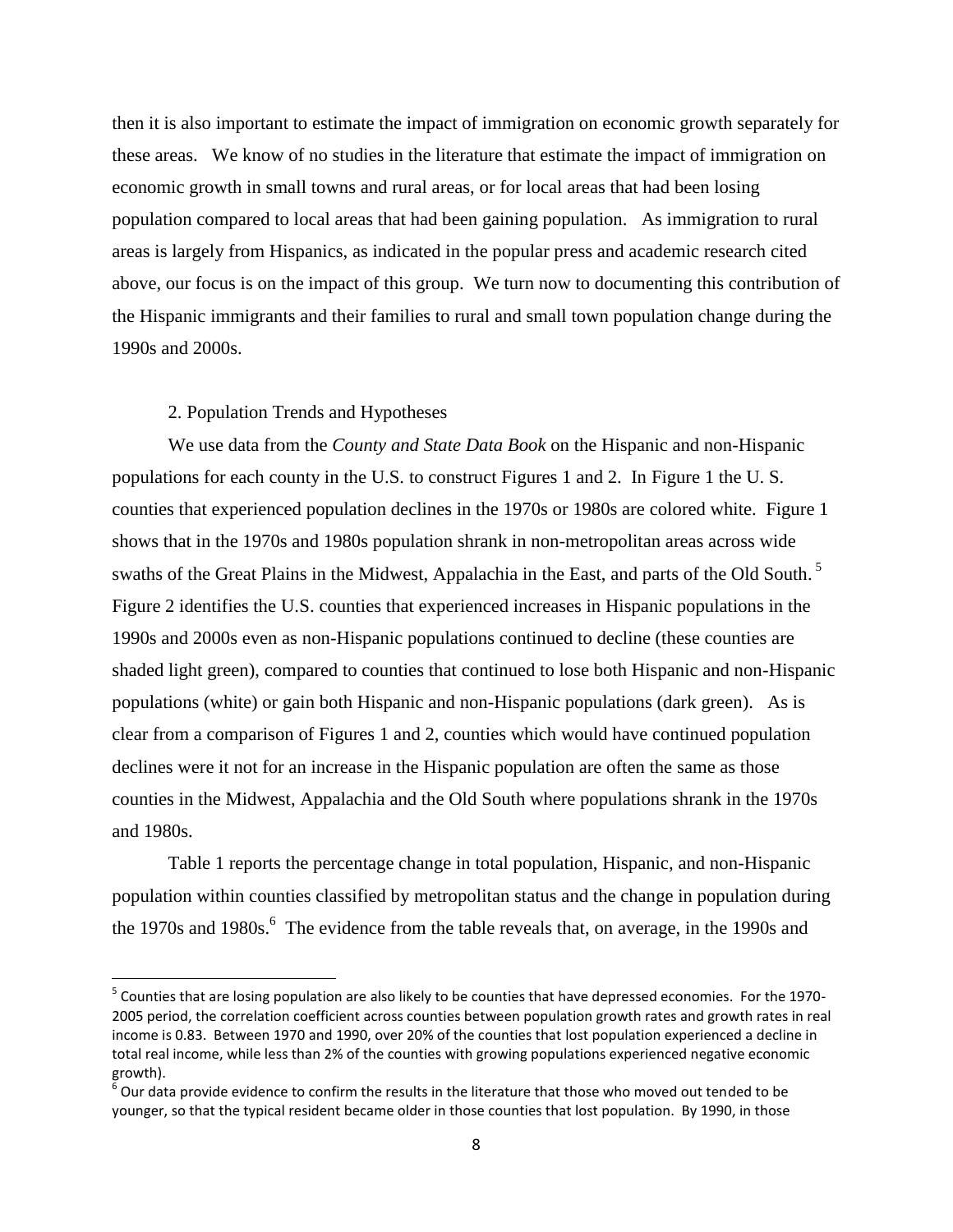then it is also important to estimate the impact of immigration on economic growth separately for these areas. We know of no studies in the literature that estimate the impact of immigration on economic growth in small towns and rural areas, or for local areas that had been losing population compared to local areas that had been gaining population. As immigration to rural areas is largely from Hispanics, as indicated in the popular press and academic research cited above, our focus is on the impact of this group. We turn now to documenting this contribution of the Hispanic immigrants and their families to rural and small town population change during the 1990s and 2000s.

## 2. Population Trends and Hypotheses

We use data from the *County and State Data Book* on the Hispanic and non-Hispanic populations for each county in the U.S. to construct Figures 1 and 2. In Figure 1 the U. S. counties that experienced population declines in the 1970s or 1980s are colored white. Figure 1 shows that in the 1970s and 1980s population shrank in non-metropolitan areas across wide swaths of the Great Plains in the Midwest, Appalachia in the East, and parts of the Old South.[5] Figure 2 identifies the U.S. counties that experienced increases in Hispanic populations in the 1990s and 2000s even as non-Hispanic populations continued to decline (these counties are shaded light green), compared to counties that continued to lose both Hispanic and non-Hispanic populations (white) or gain both Hispanic and non-Hispanic populations (dark green). As is clear from a comparison of Figures 1 and 2, counties which would have continued population declines were it not for an increase in the Hispanic population are often the same as those counties in the Midwest, Appalachia and the Old South where populations shrank in the 1970s and 1980s.

Table 1 reports the percentage change in total population, Hispanic, and non-Hispanic population within counties classified by metropolitan status and the change in population during the 1970s and 1980s.[6] The evidence from the table reveals that, on average, in the 1990s and

---

[5] Counties that are losing population are also likely to be counties that have depressed economies. For the 1970-2005 period, the correlation coefficient across counties between population growth rates and growth rates in real income is 0.83. Between 1970 and 1990, over 20% of the counties that lost population experienced a decline in total real income, while less than 2% of the counties with growing populations experienced negative economic growth).

[6] Our data provide evidence to confirm the results in the literature that those who moved out tended to be younger, so that the typical resident became older in those counties that lost population. By 1990, in those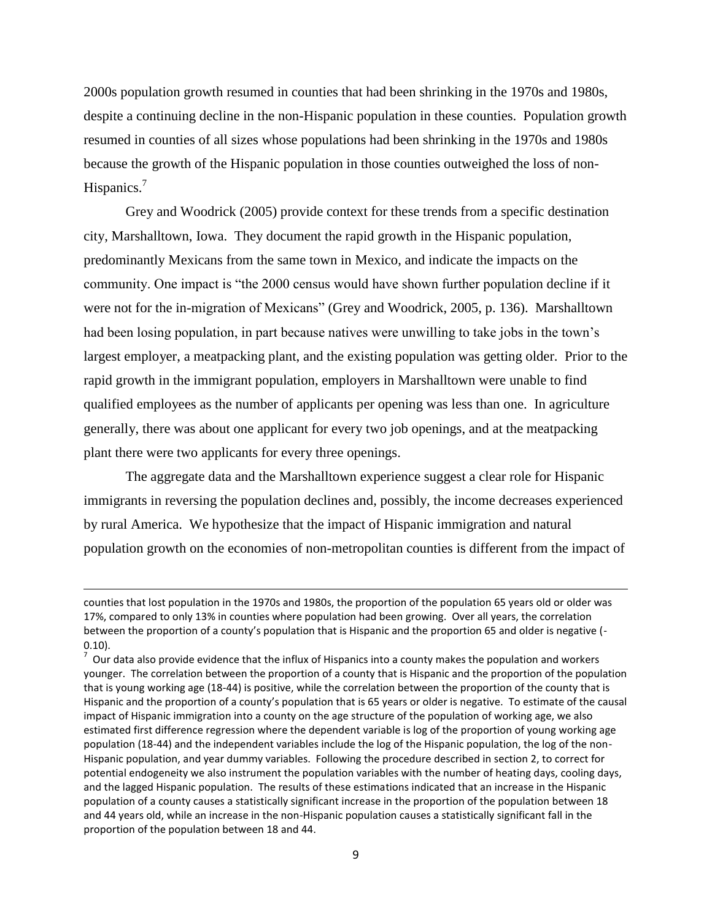2000s population growth resumed in counties that had been shrinking in the 1970s and 1980s, despite a continuing decline in the non-Hispanic population in these counties. Population growth resumed in counties of all sizes whose populations had been shrinking in the 1970s and 1980s because the growth of the Hispanic population in those counties outweighed the loss of non-Hispanics.[7]

Grey and Woodrick (2005) provide context for these trends from a specific destination city, Marshalltown, Iowa. They document the rapid growth in the Hispanic population, predominantly Mexicans from the same town in Mexico, and indicate the impacts on the community. One impact is "the 2000 census would have shown further population decline if it were not for the in-migration of Mexicans" (Grey and Woodrick, 2005, p. 136). Marshalltown had been losing population, in part because natives were unwilling to take jobs in the town's largest employer, a meatpacking plant, and the existing population was getting older. Prior to the rapid growth in the immigrant population, employers in Marshalltown were unable to find qualified employees as the number of applicants per opening was less than one. In agriculture generally, there was about one applicant for every two job openings, and at the meatpacking plant there were two applicants for every three openings.

The aggregate data and the Marshalltown experience suggest a clear role for Hispanic immigrants in reversing the population declines and, possibly, the income decreases experienced by rural America. We hypothesize that the impact of Hispanic immigration and natural population growth on the economies of non-metropolitan counties is different from the impact of

---

counties that lost population in the 1970s and 1980s, the proportion of the population 65 years old or older was 17%, compared to only 13% in counties where population had been growing. Over all years, the correlation between the proportion of a county's population that is Hispanic and the proportion 65 and older is negative (-0.10).

[7] Our data also provide evidence that the influx of Hispanics into a county makes the population and workers younger. The correlation between the proportion of a county that is Hispanic and the proportion of the population that is young working age (18-44) is positive, while the correlation between the proportion of the county that is Hispanic and the proportion of a county's population that is 65 years or older is negative. To estimate of the causal impact of Hispanic immigration into a county on the age structure of the population of working age, we also estimated first difference regression where the dependent variable is log of the proportion of young working age population (18-44) and the independent variables include the log of the Hispanic population, the log of the non-Hispanic population, and year dummy variables. Following the procedure described in section 2, to correct for potential endogeneity we also instrument the population variables with the number of heating days, cooling days, and the lagged Hispanic population. The results of these estimations indicated that an increase in the Hispanic population of a county causes a statistically significant increase in the proportion of the population between 18 and 44 years old, while an increase in the non-Hispanic population causes a statistically significant fall in the proportion of the population between 18 and 44.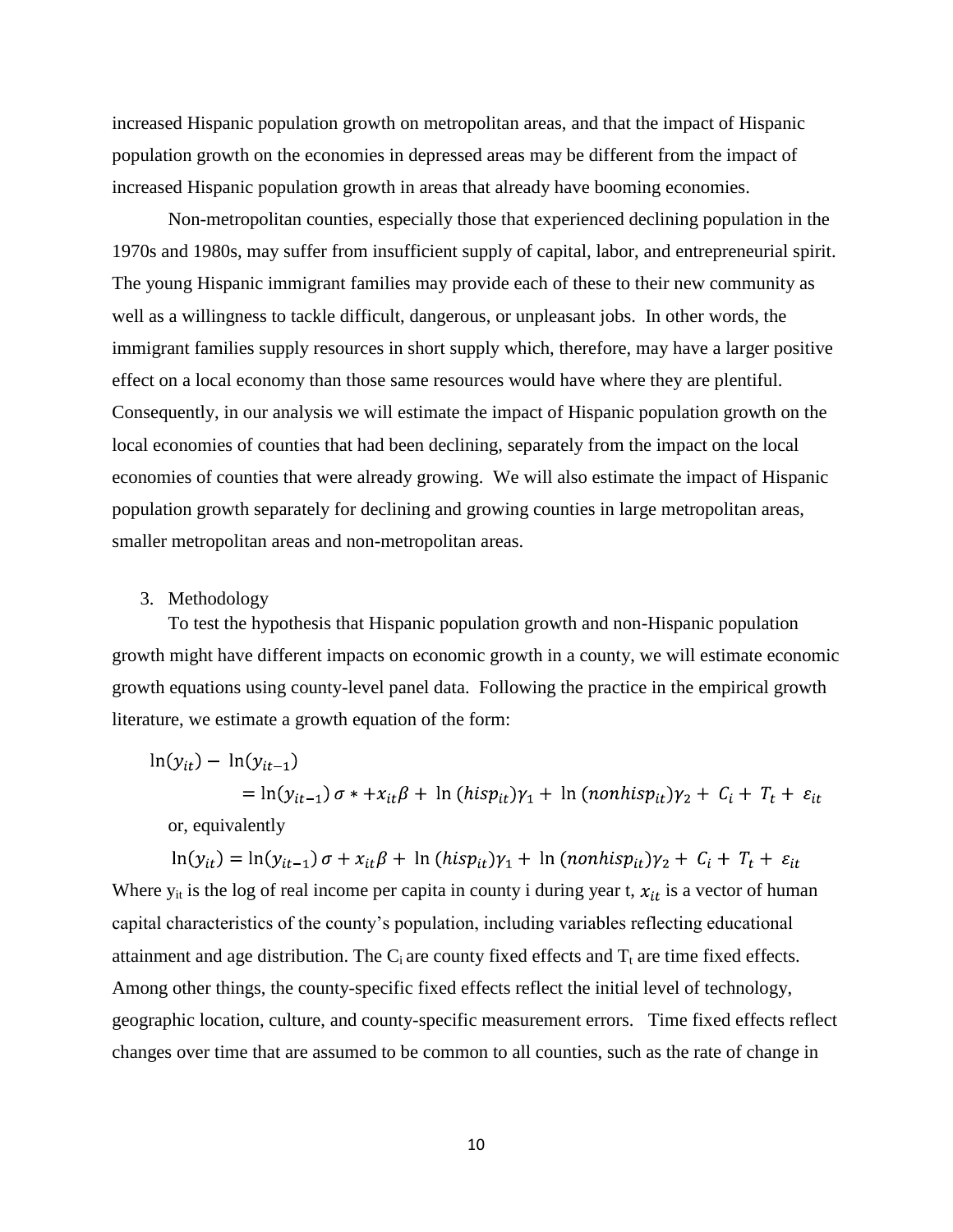increased Hispanic population growth on metropolitan areas, and that the impact of Hispanic population growth on the economies in depressed areas may be different from the impact of increased Hispanic population growth in areas that already have booming economies.

Non-metropolitan counties, especially those that experienced declining population in the 1970s and 1980s, may suffer from insufficient supply of capital, labor, and entrepreneurial spirit. The young Hispanic immigrant families may provide each of these to their new community as well as a willingness to tackle difficult, dangerous, or unpleasant jobs. In other words, the immigrant families supply resources in short supply which, therefore, may have a larger positive effect on a local economy than those same resources would have where they are plentiful. Consequently, in our analysis we will estimate the impact of Hispanic population growth on the local economies of counties that had been declining, separately from the impact on the local economies of counties that were already growing. We will also estimate the impact of Hispanic population growth separately for declining and growing counties in large metropolitan areas, smaller metropolitan areas and non-metropolitan areas.

## 3. Methodology

To test the hypothesis that Hispanic population growth and non-Hispanic population growth might have different impacts on economic growth in a county, we will estimate economic growth equations using county-level panel data. Following the practice in the empirical growth literature, we estimate a growth equation of the form:

$$\ln(y_{it}) - \ln(y_{it-1}) = \ln(y_{it-1})\,\sigma * + x_{it}\beta + \ln(hisp_{it})\gamma_1 + \ln(nonhisp_{it})\gamma_2 + C_i + T_t + \varepsilon_{it}$$

or, equivalently

$$\ln(y_{it}) = \ln(y_{it-1})\,\sigma + x_{it}\beta + \ln(hisp_{it})\gamma_1 + \ln(nonhisp_{it})\gamma_2 + C_i + T_t + \varepsilon_{it}$$

Where $y_{it}$ is the log of real income per capita in county i during year t, $x_{it}$ is a vector of human capital characteristics of the county's population, including variables reflecting educational attainment and age distribution. The $C_i$ are county fixed effects and $T_t$ are time fixed effects. Among other things, the county-specific fixed effects reflect the initial level of technology, geographic location, culture, and county-specific measurement errors. Time fixed effects reflect changes over time that are assumed to be common to all counties, such as the rate of change in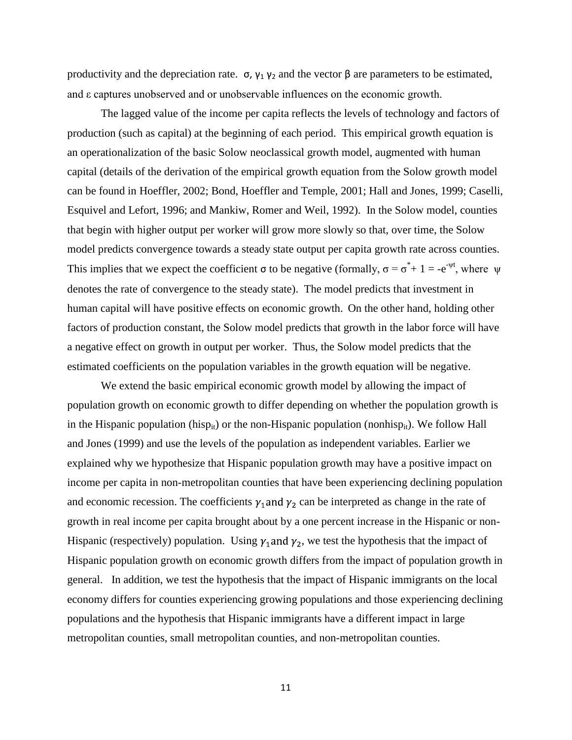productivity and the depreciation rate. $\sigma$, $\gamma_1$ $\gamma_2$ and the vector $\beta$ are parameters to be estimated, and $\varepsilon$ captures unobserved and or unobservable influences on the economic growth.

The lagged value of the income per capita reflects the levels of technology and factors of production (such as capital) at the beginning of each period. This empirical growth equation is an operationalization of the basic Solow neoclassical growth model, augmented with human capital (details of the derivation of the empirical growth equation from the Solow growth model can be found in Hoeffler, 2002; Bond, Hoeffler and Temple, 2001; Hall and Jones, 1999; Caselli, Esquivel and Lefort, 1996; and Mankiw, Romer and Weil, 1992). In the Solow model, counties that begin with higher output per worker will grow more slowly so that, over time, the Solow model predicts convergence towards a steady state output per capita growth rate across counties. This implies that we expect the coefficient $\sigma$ to be negative (formally, $\sigma = \sigma^* + 1 = -e^{-\psi t}$, where $\psi$ denotes the rate of convergence to the steady state). The model predicts that investment in human capital will have positive effects on economic growth. On the other hand, holding other factors of production constant, the Solow model predicts that growth in the labor force will have a negative effect on growth in output per worker. Thus, the Solow model predicts that the estimated coefficients on the population variables in the growth equation will be negative.

We extend the basic empirical economic growth model by allowing the impact of population growth on economic growth to differ depending on whether the population growth is in the Hispanic population ($hisp_{it}$) or the non-Hispanic population ($nonhisp_{it}$). We follow Hall and Jones (1999) and use the levels of the population as independent variables. Earlier we explained why we hypothesize that Hispanic population growth may have a positive impact on income per capita in non-metropolitan counties that have been experiencing declining population and economic recession. The coefficients $\gamma_1$ and $\gamma_2$ can be interpreted as change in the rate of growth in real income per capita brought about by a one percent increase in the Hispanic or non-Hispanic (respectively) population. Using $\gamma_1$ and $\gamma_2$, we test the hypothesis that the impact of Hispanic population growth on economic growth differs from the impact of population growth in general. In addition, we test the hypothesis that the impact of Hispanic immigrants on the local economy differs for counties experiencing growing populations and those experiencing declining populations and the hypothesis that Hispanic immigrants have a different impact in large metropolitan counties, small metropolitan counties, and non-metropolitan counties.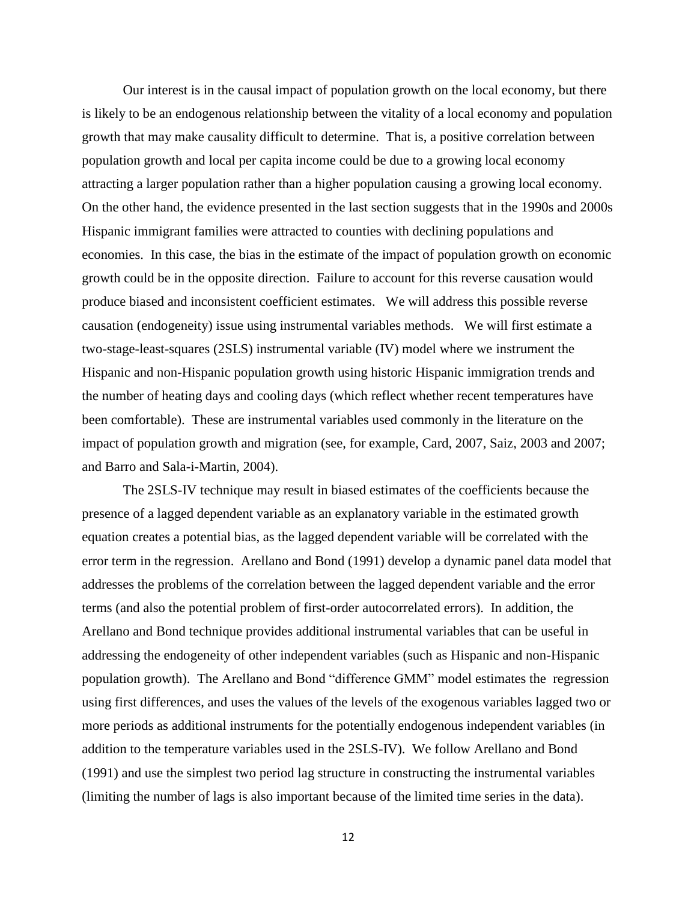Our interest is in the causal impact of population growth on the local economy, but there is likely to be an endogenous relationship between the vitality of a local economy and population growth that may make causality difficult to determine. That is, a positive correlation between population growth and local per capita income could be due to a growing local economy attracting a larger population rather than a higher population causing a growing local economy. On the other hand, the evidence presented in the last section suggests that in the 1990s and 2000s Hispanic immigrant families were attracted to counties with declining populations and economies. In this case, the bias in the estimate of the impact of population growth on economic growth could be in the opposite direction. Failure to account for this reverse causation would produce biased and inconsistent coefficient estimates. We will address this possible reverse causation (endogeneity) issue using instrumental variables methods. We will first estimate a two-stage-least-squares (2SLS) instrumental variable (IV) model where we instrument the Hispanic and non-Hispanic population growth using historic Hispanic immigration trends and the number of heating days and cooling days (which reflect whether recent temperatures have been comfortable). These are instrumental variables used commonly in the literature on the impact of population growth and migration (see, for example, Card, 2007, Saiz, 2003 and 2007; and Barro and Sala-i-Martin, 2004).

The 2SLS-IV technique may result in biased estimates of the coefficients because the presence of a lagged dependent variable as an explanatory variable in the estimated growth equation creates a potential bias, as the lagged dependent variable will be correlated with the error term in the regression. Arellano and Bond (1991) develop a dynamic panel data model that addresses the problems of the correlation between the lagged dependent variable and the error terms (and also the potential problem of first-order autocorrelated errors). In addition, the Arellano and Bond technique provides additional instrumental variables that can be useful in addressing the endogeneity of other independent variables (such as Hispanic and non-Hispanic population growth). The Arellano and Bond "difference GMM" model estimates the regression using first differences, and uses the values of the levels of the exogenous variables lagged two or more periods as additional instruments for the potentially endogenous independent variables (in addition to the temperature variables used in the 2SLS-IV). We follow Arellano and Bond (1991) and use the simplest two period lag structure in constructing the instrumental variables (limiting the number of lags is also important because of the limited time series in the data).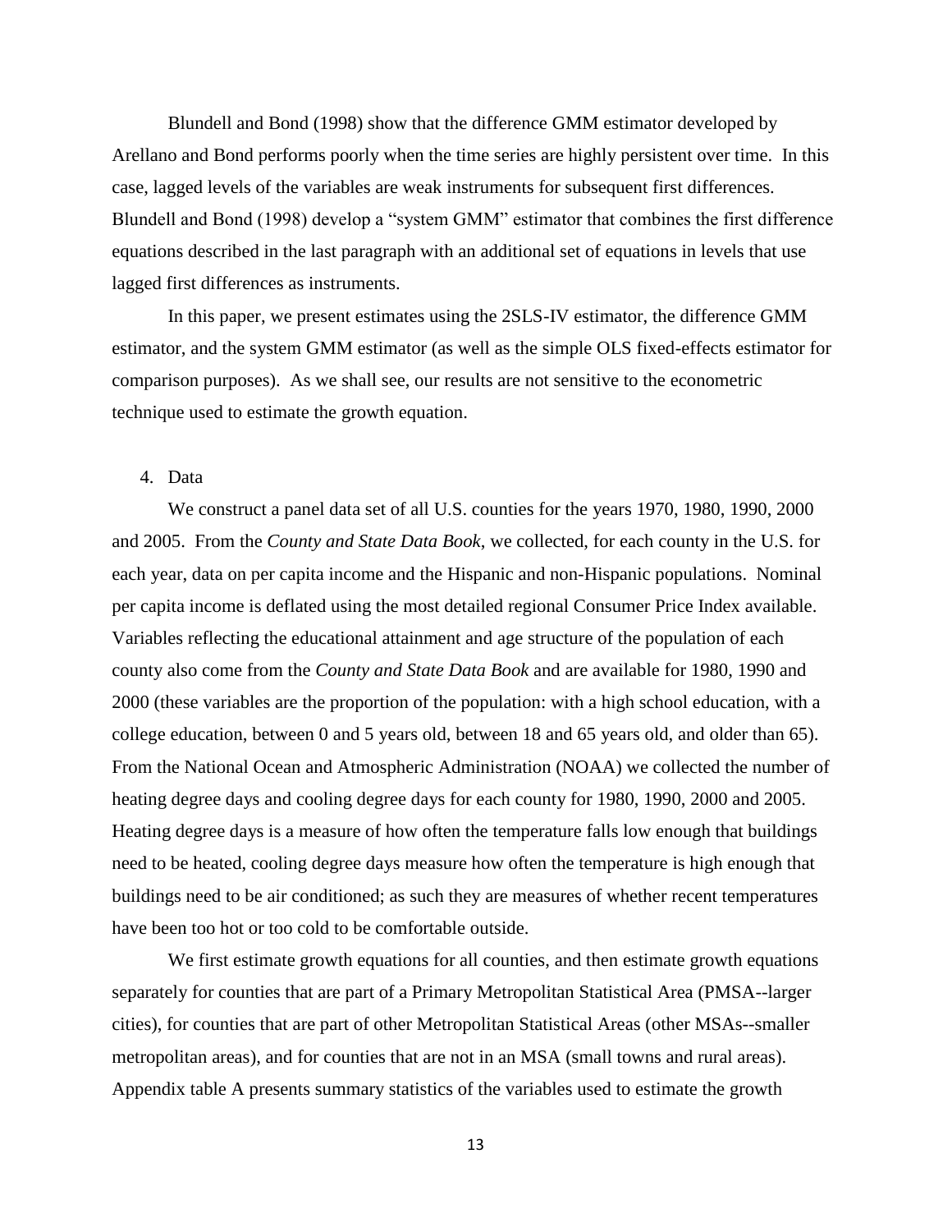Blundell and Bond (1998) show that the difference GMM estimator developed by Arellano and Bond performs poorly when the time series are highly persistent over time. In this case, lagged levels of the variables are weak instruments for subsequent first differences. Blundell and Bond (1998) develop a "system GMM" estimator that combines the first difference equations described in the last paragraph with an additional set of equations in levels that use lagged first differences as instruments.

In this paper, we present estimates using the 2SLS-IV estimator, the difference GMM estimator, and the system GMM estimator (as well as the simple OLS fixed-effects estimator for comparison purposes). As we shall see, our results are not sensitive to the econometric technique used to estimate the growth equation.

## 4. Data

We construct a panel data set of all U.S. counties for the years 1970, 1980, 1990, 2000 and 2005. From the *County and State Data Book*, we collected, for each county in the U.S. for each year, data on per capita income and the Hispanic and non-Hispanic populations. Nominal per capita income is deflated using the most detailed regional Consumer Price Index available. Variables reflecting the educational attainment and age structure of the population of each county also come from the *County and State Data Book* and are available for 1980, 1990 and 2000 (these variables are the proportion of the population: with a high school education, with a college education, between 0 and 5 years old, between 18 and 65 years old, and older than 65). From the National Ocean and Atmospheric Administration (NOAA) we collected the number of heating degree days and cooling degree days for each county for 1980, 1990, 2000 and 2005. Heating degree days is a measure of how often the temperature falls low enough that buildings need to be heated, cooling degree days measure how often the temperature is high enough that buildings need to be air conditioned; as such they are measures of whether recent temperatures have been too hot or too cold to be comfortable outside.

We first estimate growth equations for all counties, and then estimate growth equations separately for counties that are part of a Primary Metropolitan Statistical Area (PMSA--larger cities), for counties that are part of other Metropolitan Statistical Areas (other MSAs--smaller metropolitan areas), and for counties that are not in an MSA (small towns and rural areas). Appendix table A presents summary statistics of the variables used to estimate the growth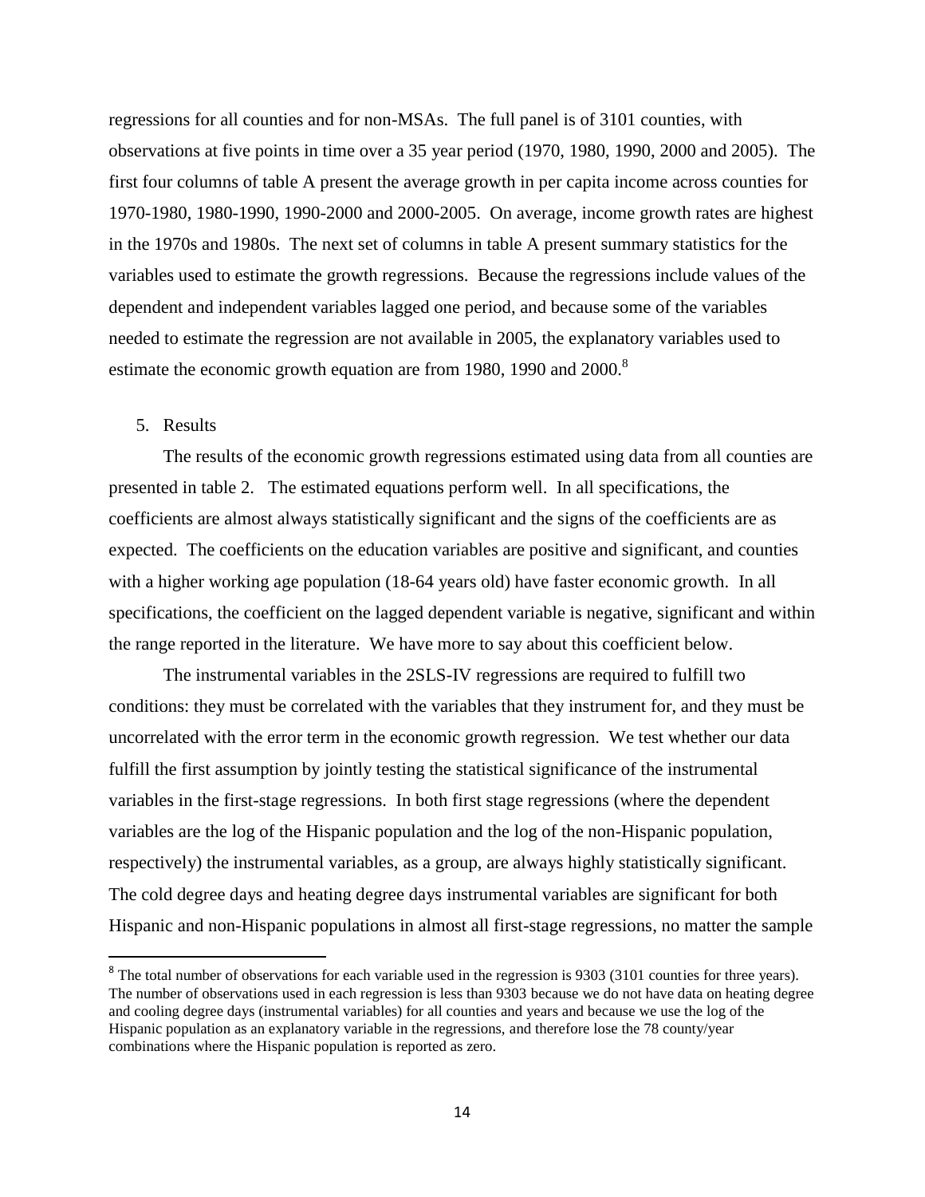regressions for all counties and for non-MSAs. The full panel is of 3101 counties, with observations at five points in time over a 35 year period (1970, 1980, 1990, 2000 and 2005). The first four columns of table A present the average growth in per capita income across counties for 1970-1980, 1980-1990, 1990-2000 and 2000-2005. On average, income growth rates are highest in the 1970s and 1980s. The next set of columns in table A present summary statistics for the variables used to estimate the growth regressions. Because the regressions include values of the dependent and independent variables lagged one period, and because some of the variables needed to estimate the regression are not available in 2005, the explanatory variables used to estimate the economic growth equation are from 1980, 1990 and 2000.[8]

5. Results

The results of the economic growth regressions estimated using data from all counties are presented in table 2. The estimated equations perform well. In all specifications, the coefficients are almost always statistically significant and the signs of the coefficients are as expected. The coefficients on the education variables are positive and significant, and counties with a higher working age population (18-64 years old) have faster economic growth. In all specifications, the coefficient on the lagged dependent variable is negative, significant and within the range reported in the literature. We have more to say about this coefficient below.

The instrumental variables in the 2SLS-IV regressions are required to fulfill two conditions: they must be correlated with the variables that they instrument for, and they must be uncorrelated with the error term in the economic growth regression. We test whether our data fulfill the first assumption by jointly testing the statistical significance of the instrumental variables in the first-stage regressions. In both first stage regressions (where the dependent variables are the log of the Hispanic population and the log of the non-Hispanic population, respectively) the instrumental variables, as a group, are always highly statistically significant. The cold degree days and heating degree days instrumental variables are significant for both Hispanic and non-Hispanic populations in almost all first-stage regressions, no matter the sample

[8] The total number of observations for each variable used in the regression is 9303 (3101 counties for three years). The number of observations used in each regression is less than 9303 because we do not have data on heating degree and cooling degree days (instrumental variables) for all counties and years and because we use the log of the Hispanic population as an explanatory variable in the regressions, and therefore lose the 78 county/year combinations where the Hispanic population is reported as zero.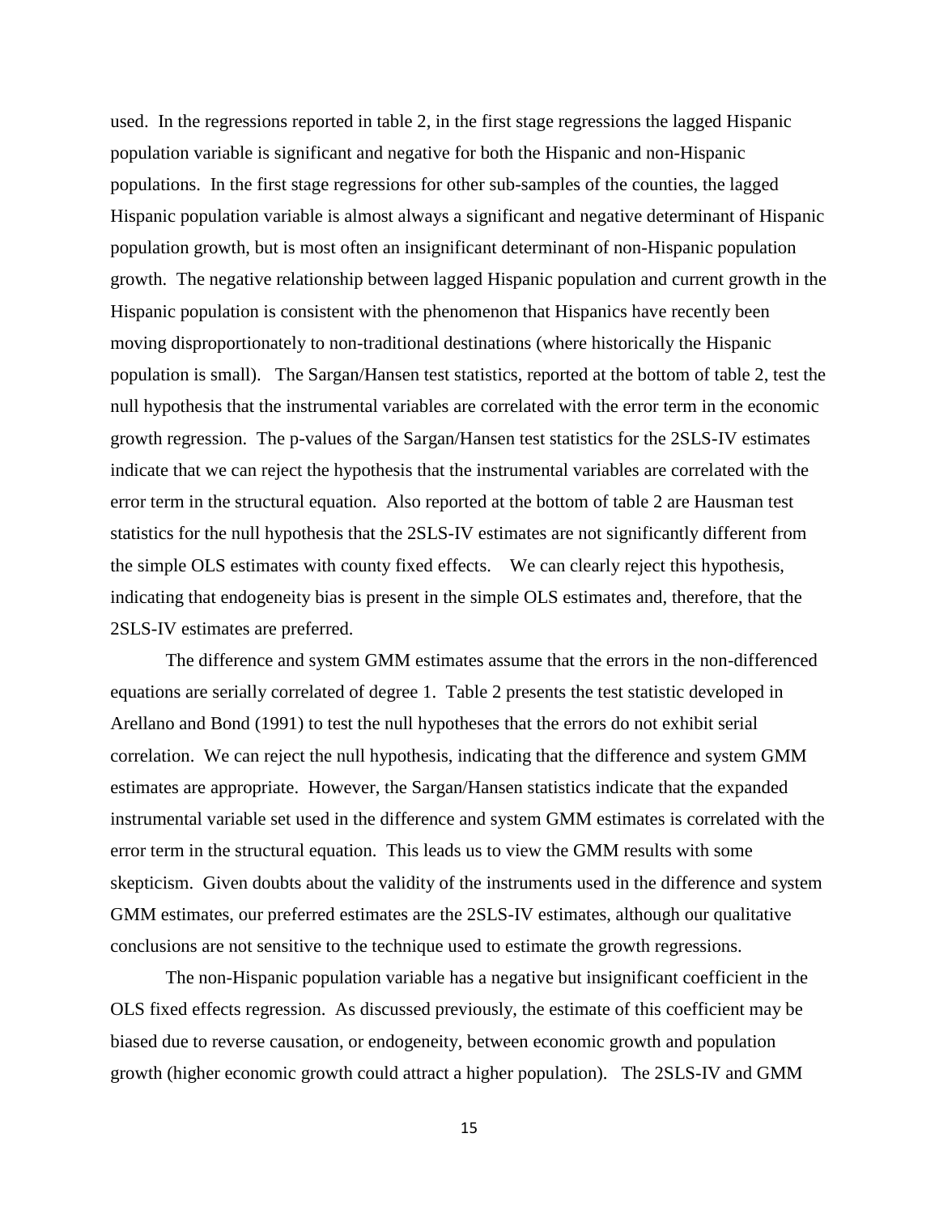used. In the regressions reported in table 2, in the first stage regressions the lagged Hispanic population variable is significant and negative for both the Hispanic and non-Hispanic populations. In the first stage regressions for other sub-samples of the counties, the lagged Hispanic population variable is almost always a significant and negative determinant of Hispanic population growth, but is most often an insignificant determinant of non-Hispanic population growth. The negative relationship between lagged Hispanic population and current growth in the Hispanic population is consistent with the phenomenon that Hispanics have recently been moving disproportionately to non-traditional destinations (where historically the Hispanic population is small). The Sargan/Hansen test statistics, reported at the bottom of table 2, test the null hypothesis that the instrumental variables are correlated with the error term in the economic growth regression. The p-values of the Sargan/Hansen test statistics for the 2SLS-IV estimates indicate that we can reject the hypothesis that the instrumental variables are correlated with the error term in the structural equation. Also reported at the bottom of table 2 are Hausman test statistics for the null hypothesis that the 2SLS-IV estimates are not significantly different from the simple OLS estimates with county fixed effects. We can clearly reject this hypothesis, indicating that endogeneity bias is present in the simple OLS estimates and, therefore, that the 2SLS-IV estimates are preferred.

The difference and system GMM estimates assume that the errors in the non-differenced equations are serially correlated of degree 1. Table 2 presents the test statistic developed in Arellano and Bond (1991) to test the null hypotheses that the errors do not exhibit serial correlation. We can reject the null hypothesis, indicating that the difference and system GMM estimates are appropriate. However, the Sargan/Hansen statistics indicate that the expanded instrumental variable set used in the difference and system GMM estimates is correlated with the error term in the structural equation. This leads us to view the GMM results with some skepticism. Given doubts about the validity of the instruments used in the difference and system GMM estimates, our preferred estimates are the 2SLS-IV estimates, although our qualitative conclusions are not sensitive to the technique used to estimate the growth regressions.

The non-Hispanic population variable has a negative but insignificant coefficient in the OLS fixed effects regression. As discussed previously, the estimate of this coefficient may be biased due to reverse causation, or endogeneity, between economic growth and population growth (higher economic growth could attract a higher population). The 2SLS-IV and GMM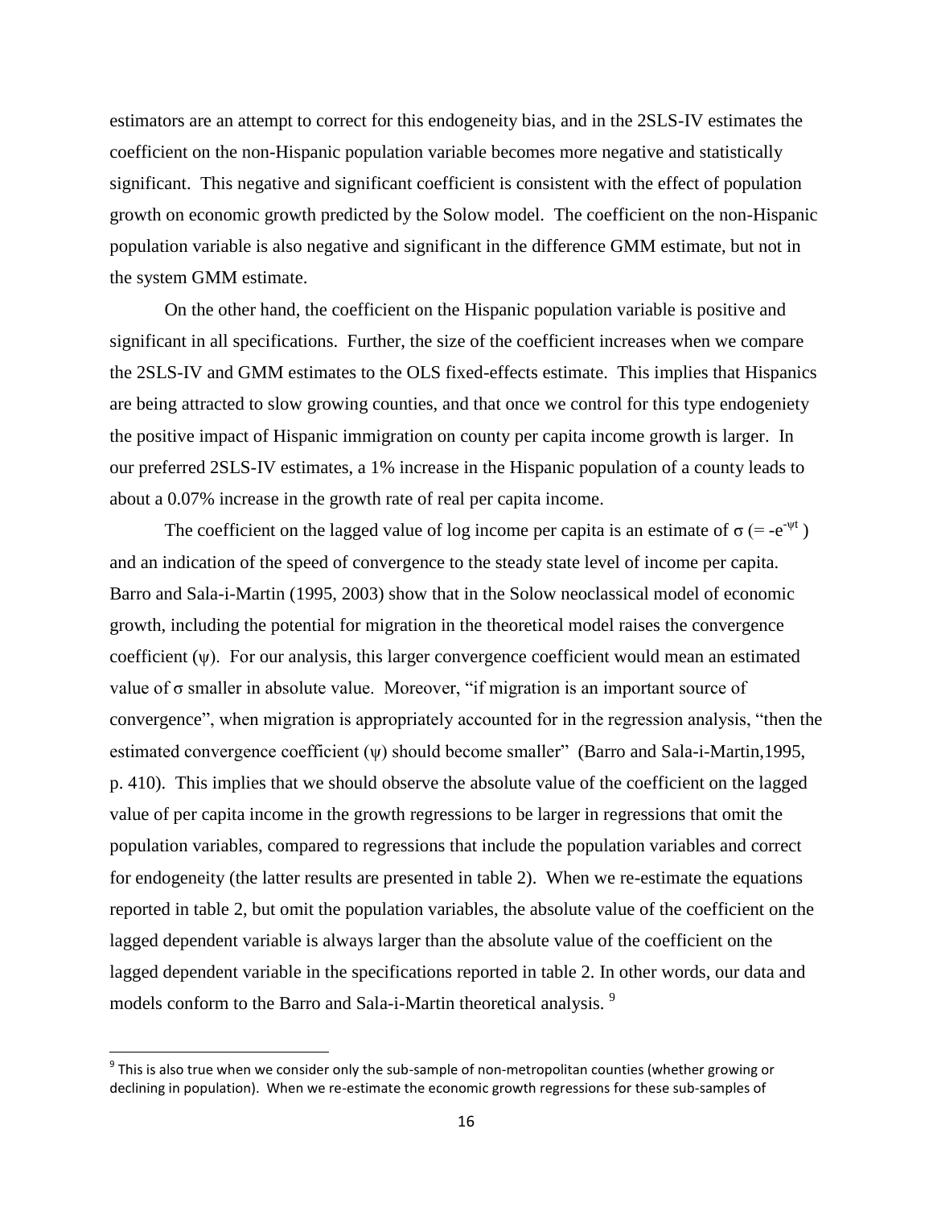estimators are an attempt to correct for this endogeneity bias, and in the 2SLS-IV estimates the coefficient on the non-Hispanic population variable becomes more negative and statistically significant. This negative and significant coefficient is consistent with the effect of population growth on economic growth predicted by the Solow model. The coefficient on the non-Hispanic population variable is also negative and significant in the difference GMM estimate, but not in the system GMM estimate.

On the other hand, the coefficient on the Hispanic population variable is positive and significant in all specifications. Further, the size of the coefficient increases when we compare the 2SLS-IV and GMM estimates to the OLS fixed-effects estimate. This implies that Hispanics are being attracted to slow growing counties, and that once we control for this type endogeniety the positive impact of Hispanic immigration on county per capita income growth is larger. In our preferred 2SLS-IV estimates, a 1% increase in the Hispanic population of a county leads to about a 0.07% increase in the growth rate of real per capita income.

The coefficient on the lagged value of log income per capita is an estimate of $\sigma$ (= $-e^{-\psi t}$ ) and an indication of the speed of convergence to the steady state level of income per capita. Barro and Sala-i-Martin (1995, 2003) show that in the Solow neoclassical model of economic growth, including the potential for migration in the theoretical model raises the convergence coefficient ($\psi$). For our analysis, this larger convergence coefficient would mean an estimated value of $\sigma$ smaller in absolute value. Moreover, "if migration is an important source of convergence", when migration is appropriately accounted for in the regression analysis, "then the estimated convergence coefficient ($\psi$) should become smaller" (Barro and Sala-i-Martin,1995, p. 410). This implies that we should observe the absolute value of the coefficient on the lagged value of per capita income in the growth regressions to be larger in regressions that omit the population variables, compared to regressions that include the population variables and correct for endogeneity (the latter results are presented in table 2). When we re-estimate the equations reported in table 2, but omit the population variables, the absolute value of the coefficient on the lagged dependent variable is always larger than the absolute value of the coefficient on the lagged dependent variable in the specifications reported in table 2. In other words, our data and models conform to the Barro and Sala-i-Martin theoretical analysis. [9]

[9] This is also true when we consider only the sub-sample of non-metropolitan counties (whether growing or declining in population). When we re-estimate the economic growth regressions for these sub-samples of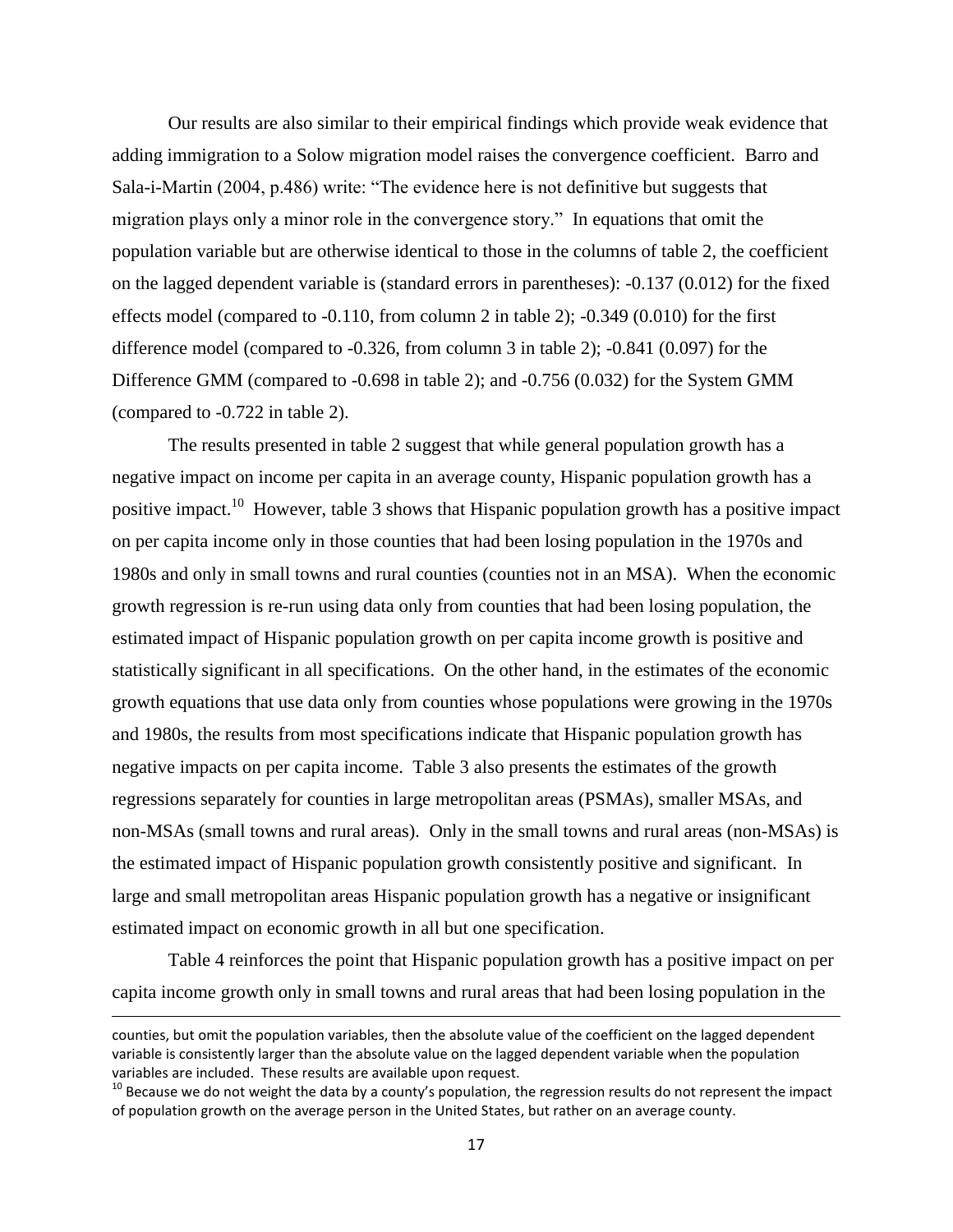Our results are also similar to their empirical findings which provide weak evidence that adding immigration to a Solow migration model raises the convergence coefficient. Barro and Sala-i-Martin (2004, p.486) write: "The evidence here is not definitive but suggests that migration plays only a minor role in the convergence story." In equations that omit the population variable but are otherwise identical to those in the columns of table 2, the coefficient on the lagged dependent variable is (standard errors in parentheses): -0.137 (0.012) for the fixed effects model (compared to -0.110, from column 2 in table 2); -0.349 (0.010) for the first difference model (compared to -0.326, from column 3 in table 2); -0.841 (0.097) for the Difference GMM (compared to -0.698 in table 2); and -0.756 (0.032) for the System GMM (compared to -0.722 in table 2).

The results presented in table 2 suggest that while general population growth has a negative impact on income per capita in an average county, Hispanic population growth has a positive impact.[10] However, table 3 shows that Hispanic population growth has a positive impact on per capita income only in those counties that had been losing population in the 1970s and 1980s and only in small towns and rural counties (counties not in an MSA). When the economic growth regression is re-run using data only from counties that had been losing population, the estimated impact of Hispanic population growth on per capita income growth is positive and statistically significant in all specifications. On the other hand, in the estimates of the economic growth equations that use data only from counties whose populations were growing in the 1970s and 1980s, the results from most specifications indicate that Hispanic population growth has negative impacts on per capita income. Table 3 also presents the estimates of the growth regressions separately for counties in large metropolitan areas (PSMAs), smaller MSAs, and non-MSAs (small towns and rural areas). Only in the small towns and rural areas (non-MSAs) is the estimated impact of Hispanic population growth consistently positive and significant. In large and small metropolitan areas Hispanic population growth has a negative or insignificant estimated impact on economic growth in all but one specification.

Table 4 reinforces the point that Hispanic population growth has a positive impact on per capita income growth only in small towns and rural areas that had been losing population in the

---

counties, but omit the population variables, then the absolute value of the coefficient on the lagged dependent variable is consistently larger than the absolute value on the lagged dependent variable when the population variables are included. These results are available upon request.

[10] Because we do not weight the data by a county's population, the regression results do not represent the impact of population growth on the average person in the United States, but rather on an average county.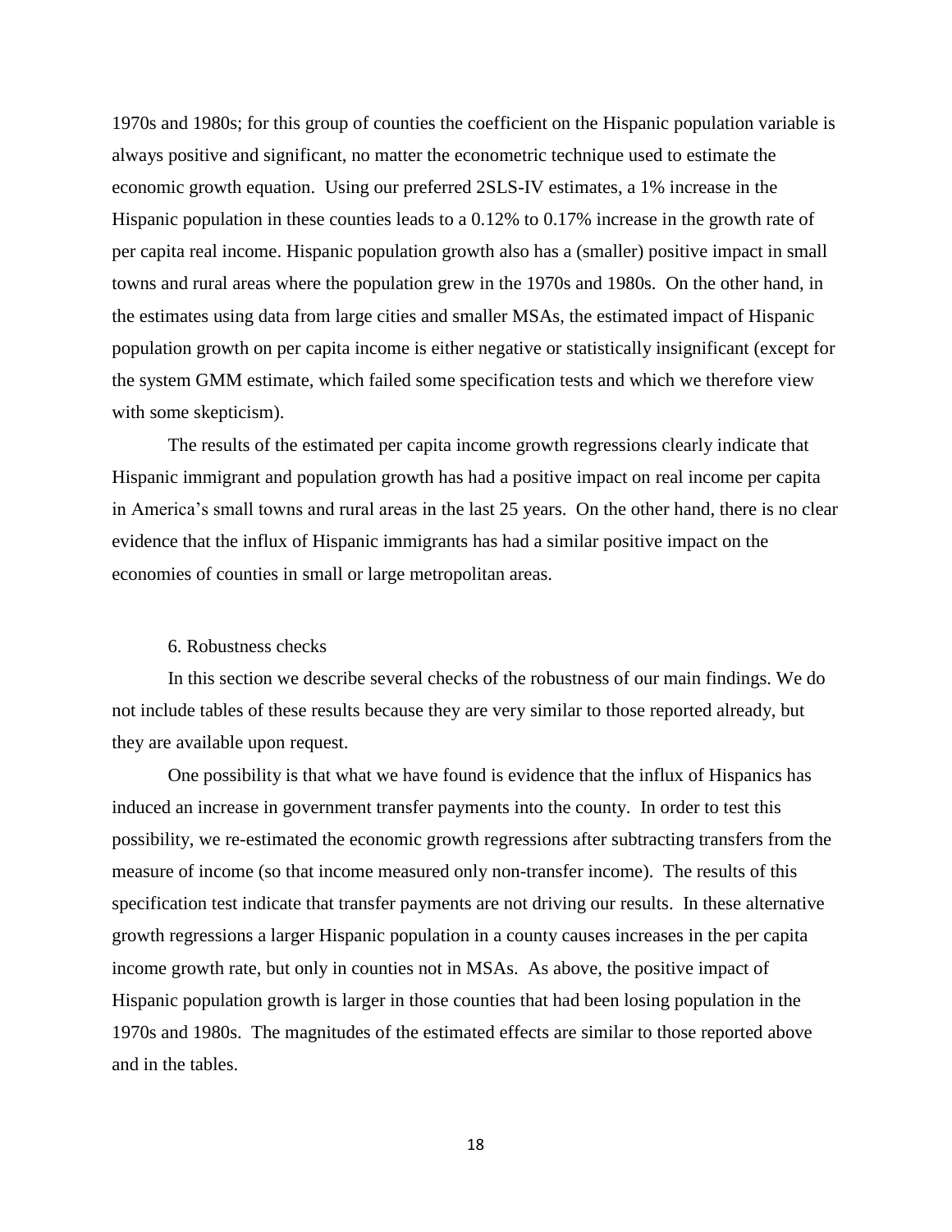1970s and 1980s; for this group of counties the coefficient on the Hispanic population variable is always positive and significant, no matter the econometric technique used to estimate the economic growth equation. Using our preferred 2SLS-IV estimates, a 1% increase in the Hispanic population in these counties leads to a 0.12% to 0.17% increase in the growth rate of per capita real income. Hispanic population growth also has a (smaller) positive impact in small towns and rural areas where the population grew in the 1970s and 1980s. On the other hand, in the estimates using data from large cities and smaller MSAs, the estimated impact of Hispanic population growth on per capita income is either negative or statistically insignificant (except for the system GMM estimate, which failed some specification tests and which we therefore view with some skepticism).

The results of the estimated per capita income growth regressions clearly indicate that Hispanic immigrant and population growth has had a positive impact on real income per capita in America's small towns and rural areas in the last 25 years. On the other hand, there is no clear evidence that the influx of Hispanic immigrants has had a similar positive impact on the economies of counties in small or large metropolitan areas.

## 6. Robustness checks

In this section we describe several checks of the robustness of our main findings. We do not include tables of these results because they are very similar to those reported already, but they are available upon request.

One possibility is that what we have found is evidence that the influx of Hispanics has induced an increase in government transfer payments into the county. In order to test this possibility, we re-estimated the economic growth regressions after subtracting transfers from the measure of income (so that income measured only non-transfer income). The results of this specification test indicate that transfer payments are not driving our results. In these alternative growth regressions a larger Hispanic population in a county causes increases in the per capita income growth rate, but only in counties not in MSAs. As above, the positive impact of Hispanic population growth is larger in those counties that had been losing population in the 1970s and 1980s. The magnitudes of the estimated effects are similar to those reported above and in the tables.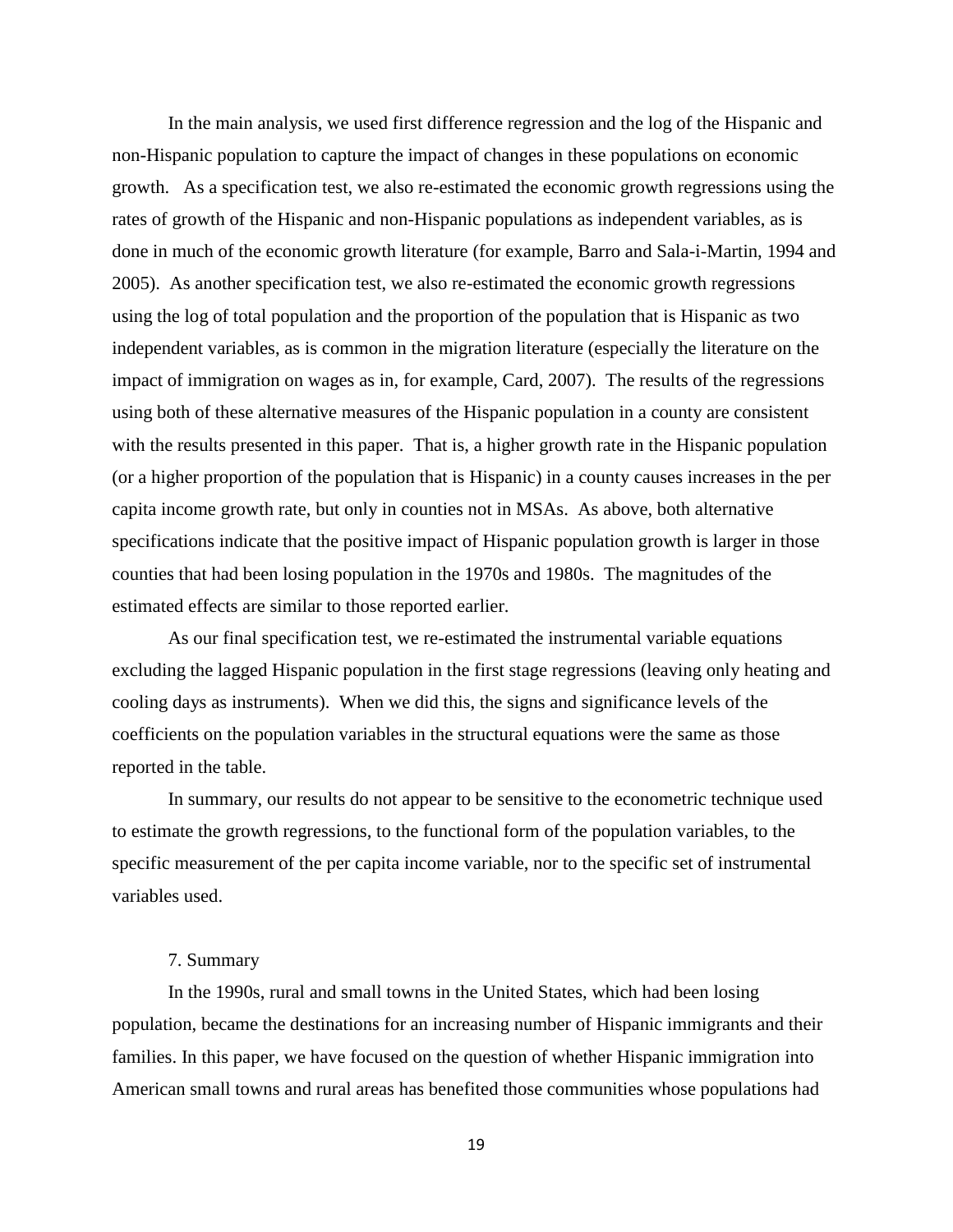In the main analysis, we used first difference regression and the log of the Hispanic and non-Hispanic population to capture the impact of changes in these populations on economic growth. As a specification test, we also re-estimated the economic growth regressions using the rates of growth of the Hispanic and non-Hispanic populations as independent variables, as is done in much of the economic growth literature (for example, Barro and Sala-i-Martin, 1994 and 2005). As another specification test, we also re-estimated the economic growth regressions using the log of total population and the proportion of the population that is Hispanic as two independent variables, as is common in the migration literature (especially the literature on the impact of immigration on wages as in, for example, Card, 2007). The results of the regressions using both of these alternative measures of the Hispanic population in a county are consistent with the results presented in this paper. That is, a higher growth rate in the Hispanic population (or a higher proportion of the population that is Hispanic) in a county causes increases in the per capita income growth rate, but only in counties not in MSAs. As above, both alternative specifications indicate that the positive impact of Hispanic population growth is larger in those counties that had been losing population in the 1970s and 1980s. The magnitudes of the estimated effects are similar to those reported earlier.

As our final specification test, we re-estimated the instrumental variable equations excluding the lagged Hispanic population in the first stage regressions (leaving only heating and cooling days as instruments). When we did this, the signs and significance levels of the coefficients on the population variables in the structural equations were the same as those reported in the table.

In summary, our results do not appear to be sensitive to the econometric technique used to estimate the growth regressions, to the functional form of the population variables, to the specific measurement of the per capita income variable, nor to the specific set of instrumental variables used.

## 7. Summary

In the 1990s, rural and small towns in the United States, which had been losing population, became the destinations for an increasing number of Hispanic immigrants and their families. In this paper, we have focused on the question of whether Hispanic immigration into American small towns and rural areas has benefited those communities whose populations had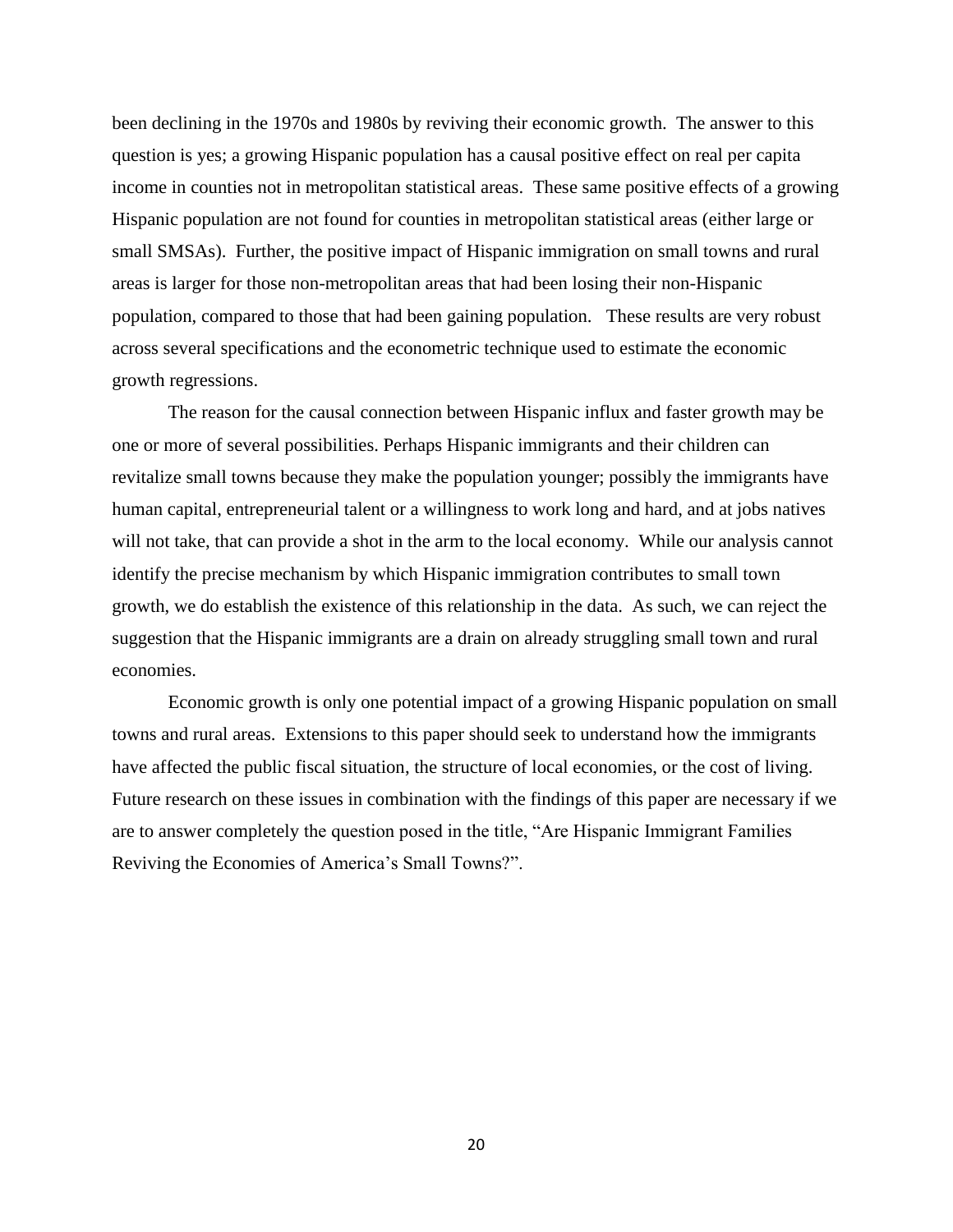been declining in the 1970s and 1980s by reviving their economic growth. The answer to this question is yes; a growing Hispanic population has a causal positive effect on real per capita income in counties not in metropolitan statistical areas. These same positive effects of a growing Hispanic population are not found for counties in metropolitan statistical areas (either large or small SMSAs). Further, the positive impact of Hispanic immigration on small towns and rural areas is larger for those non-metropolitan areas that had been losing their non-Hispanic population, compared to those that had been gaining population. These results are very robust across several specifications and the econometric technique used to estimate the economic growth regressions.

The reason for the causal connection between Hispanic influx and faster growth may be one or more of several possibilities. Perhaps Hispanic immigrants and their children can revitalize small towns because they make the population younger; possibly the immigrants have human capital, entrepreneurial talent or a willingness to work long and hard, and at jobs natives will not take, that can provide a shot in the arm to the local economy. While our analysis cannot identify the precise mechanism by which Hispanic immigration contributes to small town growth, we do establish the existence of this relationship in the data. As such, we can reject the suggestion that the Hispanic immigrants are a drain on already struggling small town and rural economies.

Economic growth is only one potential impact of a growing Hispanic population on small towns and rural areas. Extensions to this paper should seek to understand how the immigrants have affected the public fiscal situation, the structure of local economies, or the cost of living. Future research on these issues in combination with the findings of this paper are necessary if we are to answer completely the question posed in the title, "Are Hispanic Immigrant Families Reviving the Economies of America's Small Towns?".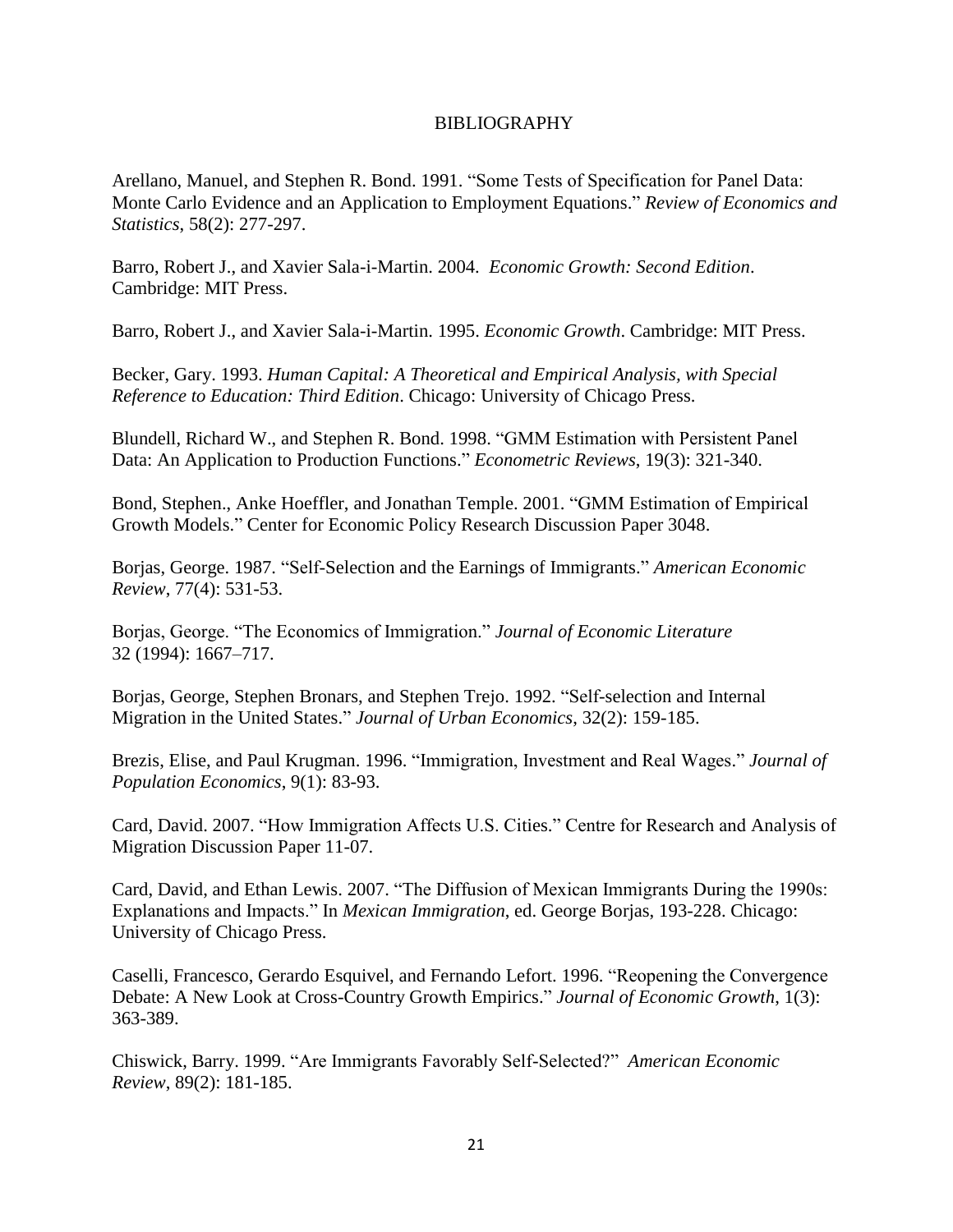# BIBLIOGRAPHY

Arellano, Manuel, and Stephen R. Bond. 1991. "Some Tests of Specification for Panel Data: Monte Carlo Evidence and an Application to Employment Equations." *Review of Economics and Statistics*, 58(2): 277-297.

Barro, Robert J., and Xavier Sala-i-Martin. 2004. *Economic Growth: Second Edition*. Cambridge: MIT Press.

Barro, Robert J., and Xavier Sala-i-Martin. 1995. *Economic Growth*. Cambridge: MIT Press.

Becker, Gary. 1993. *Human Capital: A Theoretical and Empirical Analysis, with Special Reference to Education: Third Edition*. Chicago: University of Chicago Press.

Blundell, Richard W., and Stephen R. Bond. 1998. "GMM Estimation with Persistent Panel Data: An Application to Production Functions." *Econometric Reviews*, 19(3): 321-340.

Bond, Stephen., Anke Hoeffler, and Jonathan Temple. 2001. "GMM Estimation of Empirical Growth Models." Center for Economic Policy Research Discussion Paper 3048.

Borjas, George. 1987. "Self-Selection and the Earnings of Immigrants." *American Economic Review*, 77(4): 531-53.

Borjas, George. "The Economics of Immigration." *Journal of Economic Literature* 32 (1994): 1667–717.

Borjas, George, Stephen Bronars, and Stephen Trejo. 1992. "Self-selection and Internal Migration in the United States." *Journal of Urban Economics*, 32(2): 159-185.

Brezis, Elise, and Paul Krugman. 1996. "Immigration, Investment and Real Wages." *Journal of Population Economics*, 9(1): 83-93.

Card, David. 2007. "How Immigration Affects U.S. Cities." Centre for Research and Analysis of Migration Discussion Paper 11-07.

Card, David, and Ethan Lewis. 2007. "The Diffusion of Mexican Immigrants During the 1990s: Explanations and Impacts." In *Mexican Immigration*, ed. George Borjas, 193-228. Chicago: University of Chicago Press.

Caselli, Francesco, Gerardo Esquivel, and Fernando Lefort. 1996. "Reopening the Convergence Debate: A New Look at Cross-Country Growth Empirics." *Journal of Economic Growth*, 1(3): 363-389.

Chiswick, Barry. 1999. "Are Immigrants Favorably Self-Selected?" *American Economic Review*, 89(2): 181-185.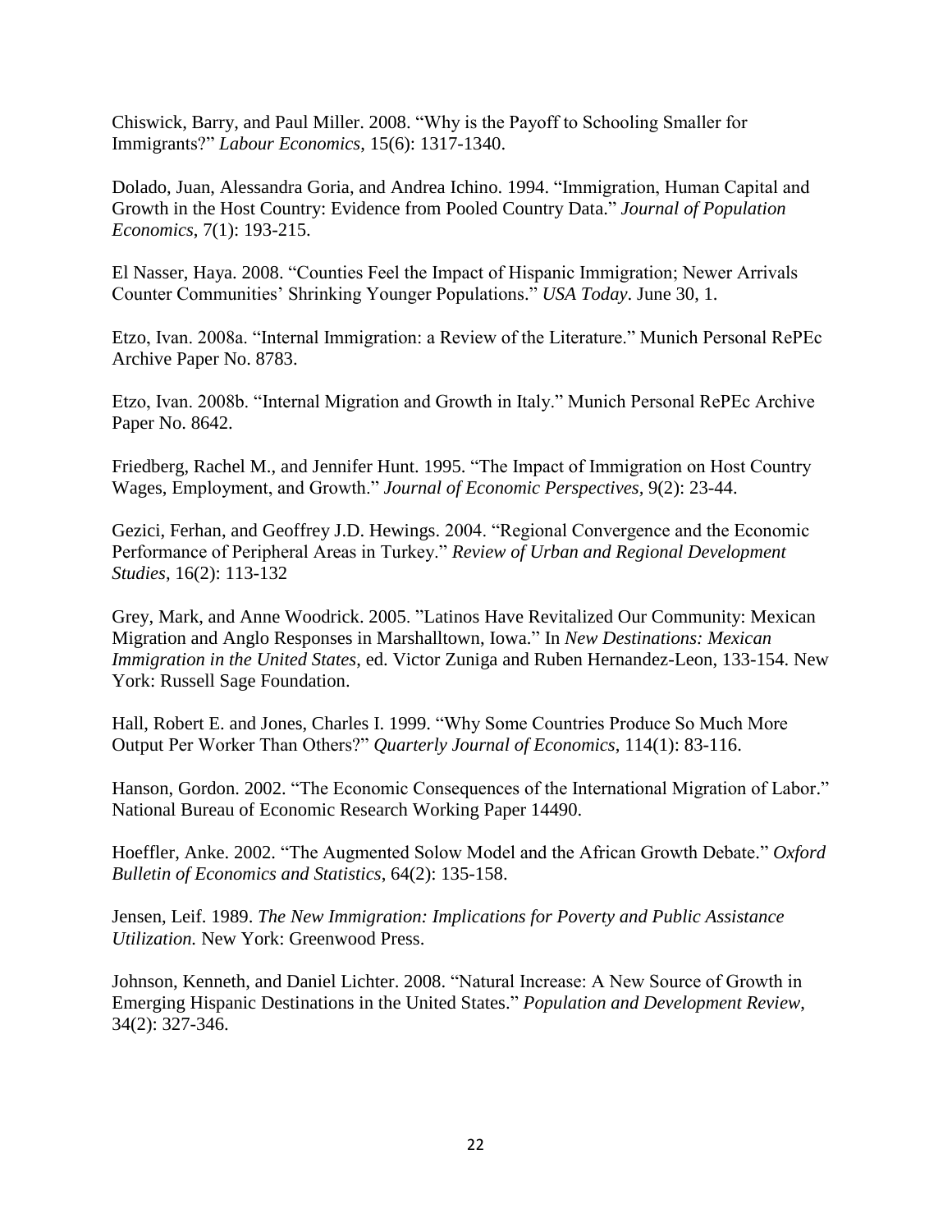Chiswick, Barry, and Paul Miller. 2008. "Why is the Payoff to Schooling Smaller for Immigrants?" *Labour Economics*, 15(6): 1317-1340.

Dolado, Juan, Alessandra Goria, and Andrea Ichino. 1994. "Immigration, Human Capital and Growth in the Host Country: Evidence from Pooled Country Data." *Journal of Population Economics*, 7(1): 193-215.

El Nasser, Haya. 2008. "Counties Feel the Impact of Hispanic Immigration; Newer Arrivals Counter Communities' Shrinking Younger Populations." *USA Today*. June 30, 1.

Etzo, Ivan. 2008a. "Internal Immigration: a Review of the Literature." Munich Personal RePEc Archive Paper No. 8783.

Etzo, Ivan. 2008b. "Internal Migration and Growth in Italy." Munich Personal RePEc Archive Paper No. 8642.

Friedberg, Rachel M., and Jennifer Hunt. 1995. "The Impact of Immigration on Host Country Wages, Employment, and Growth." *Journal of Economic Perspectives*, 9(2): 23-44.

Gezici, Ferhan, and Geoffrey J.D. Hewings. 2004. "Regional Convergence and the Economic Performance of Peripheral Areas in Turkey." *Review of Urban and Regional Development Studies*, 16(2): 113-132

Grey, Mark, and Anne Woodrick. 2005. "Latinos Have Revitalized Our Community: Mexican Migration and Anglo Responses in Marshalltown, Iowa." In *New Destinations: Mexican Immigration in the United States*, ed. Victor Zuniga and Ruben Hernandez-Leon, 133-154. New York: Russell Sage Foundation.

Hall, Robert E. and Jones, Charles I. 1999. "Why Some Countries Produce So Much More Output Per Worker Than Others?" *Quarterly Journal of Economics*, 114(1): 83-116.

Hanson, Gordon. 2002. "The Economic Consequences of the International Migration of Labor." National Bureau of Economic Research Working Paper 14490.

Hoeffler, Anke. 2002. "The Augmented Solow Model and the African Growth Debate." *Oxford Bulletin of Economics and Statistics*, 64(2): 135-158.

Jensen, Leif. 1989. *The New Immigration: Implications for Poverty and Public Assistance Utilization.* New York: Greenwood Press.

Johnson, Kenneth, and Daniel Lichter. 2008. "Natural Increase: A New Source of Growth in Emerging Hispanic Destinations in the United States." *Population and Development Review*, 34(2): 327-346.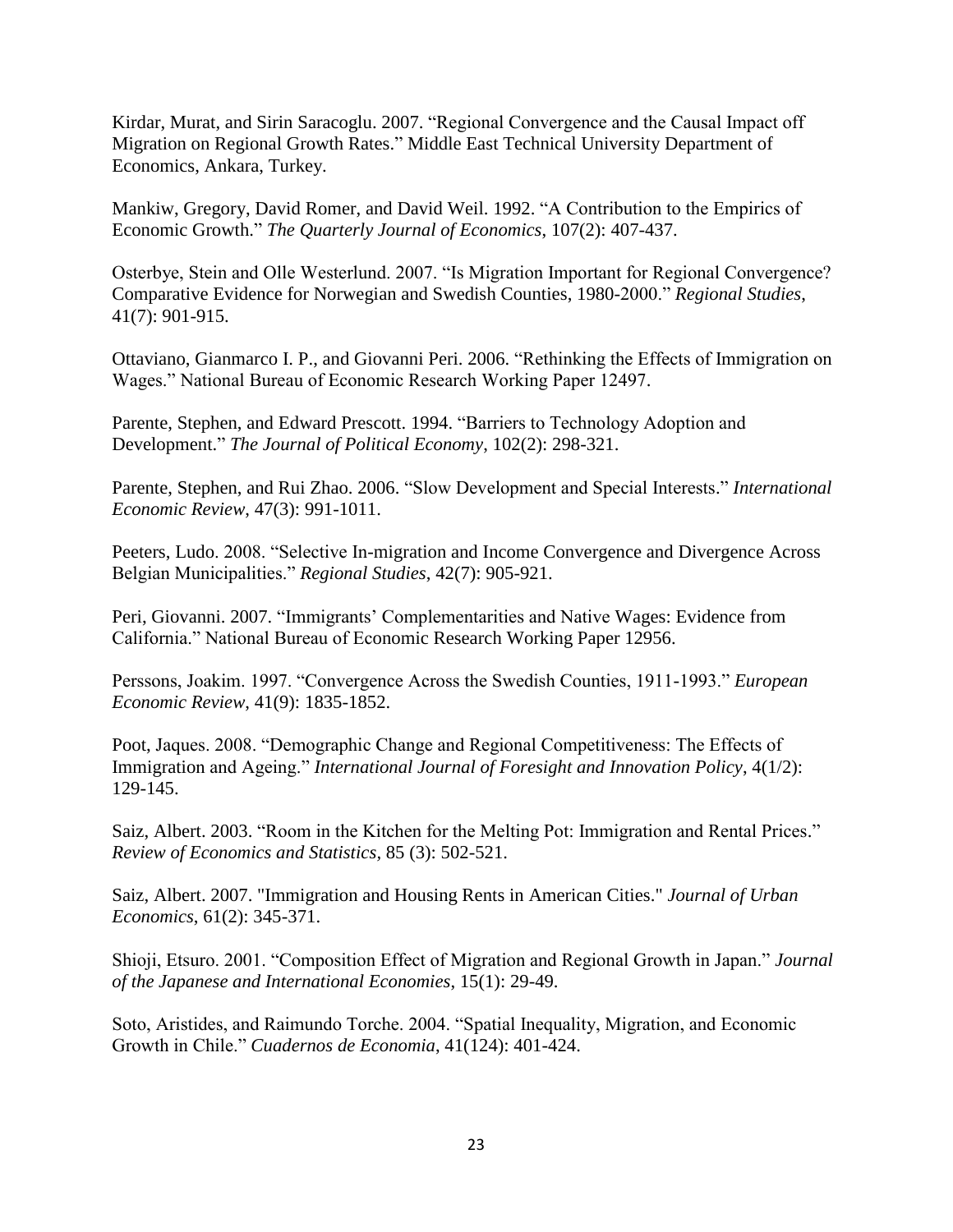Kirdar, Murat, and Sirin Saracoglu. 2007. "Regional Convergence and the Causal Impact off Migration on Regional Growth Rates." Middle East Technical University Department of Economics, Ankara, Turkey.

Mankiw, Gregory, David Romer, and David Weil. 1992. "A Contribution to the Empirics of Economic Growth." *The Quarterly Journal of Economics*, 107(2): 407-437.

Osterbye, Stein and Olle Westerlund. 2007. "Is Migration Important for Regional Convergence? Comparative Evidence for Norwegian and Swedish Counties, 1980-2000." *Regional Studies*, 41(7): 901-915.

Ottaviano, Gianmarco I. P., and Giovanni Peri. 2006. "Rethinking the Effects of Immigration on Wages." National Bureau of Economic Research Working Paper 12497.

Parente, Stephen, and Edward Prescott. 1994. "Barriers to Technology Adoption and Development." *The Journal of Political Economy*, 102(2): 298-321.

Parente, Stephen, and Rui Zhao. 2006. "Slow Development and Special Interests." *International Economic Review*, 47(3): 991-1011.

Peeters, Ludo. 2008. "Selective In-migration and Income Convergence and Divergence Across Belgian Municipalities." *Regional Studies*, 42(7): 905-921.

Peri, Giovanni. 2007. "Immigrants' Complementarities and Native Wages: Evidence from California." National Bureau of Economic Research Working Paper 12956.

Perssons, Joakim. 1997. "Convergence Across the Swedish Counties, 1911-1993." *European Economic Review*, 41(9): 1835-1852.

Poot, Jaques. 2008. "Demographic Change and Regional Competitiveness: The Effects of Immigration and Ageing." *International Journal of Foresight and Innovation Policy*, 4(1/2): 129-145.

Saiz, Albert. 2003. "Room in the Kitchen for the Melting Pot: Immigration and Rental Prices." *Review of Economics and Statistics*, 85 (3): 502-521.

Saiz, Albert. 2007. "Immigration and Housing Rents in American Cities." *Journal of Urban Economics*, 61(2): 345-371.

Shioji, Etsuro. 2001. "Composition Effect of Migration and Regional Growth in Japan." *Journal of the Japanese and International Economies*, 15(1): 29-49.

Soto, Aristides, and Raimundo Torche. 2004. "Spatial Inequality, Migration, and Economic Growth in Chile." *Cuadernos de Economia*, 41(124): 401-424.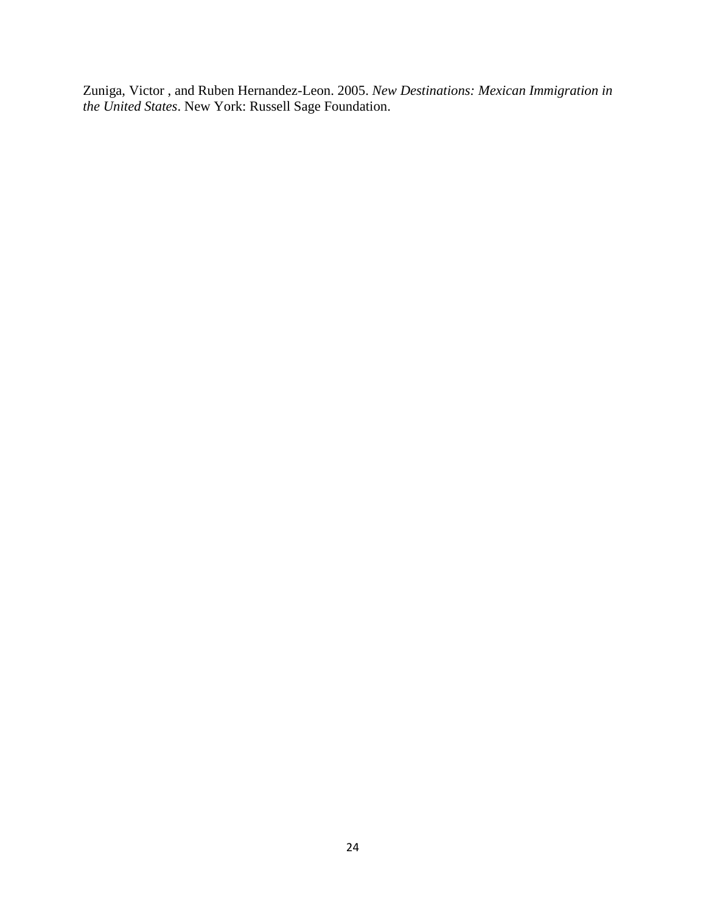Zuniga, Victor , and Ruben Hernandez-Leon. 2005. *New Destinations: Mexican Immigration in the United States*. New York: Russell Sage Foundation.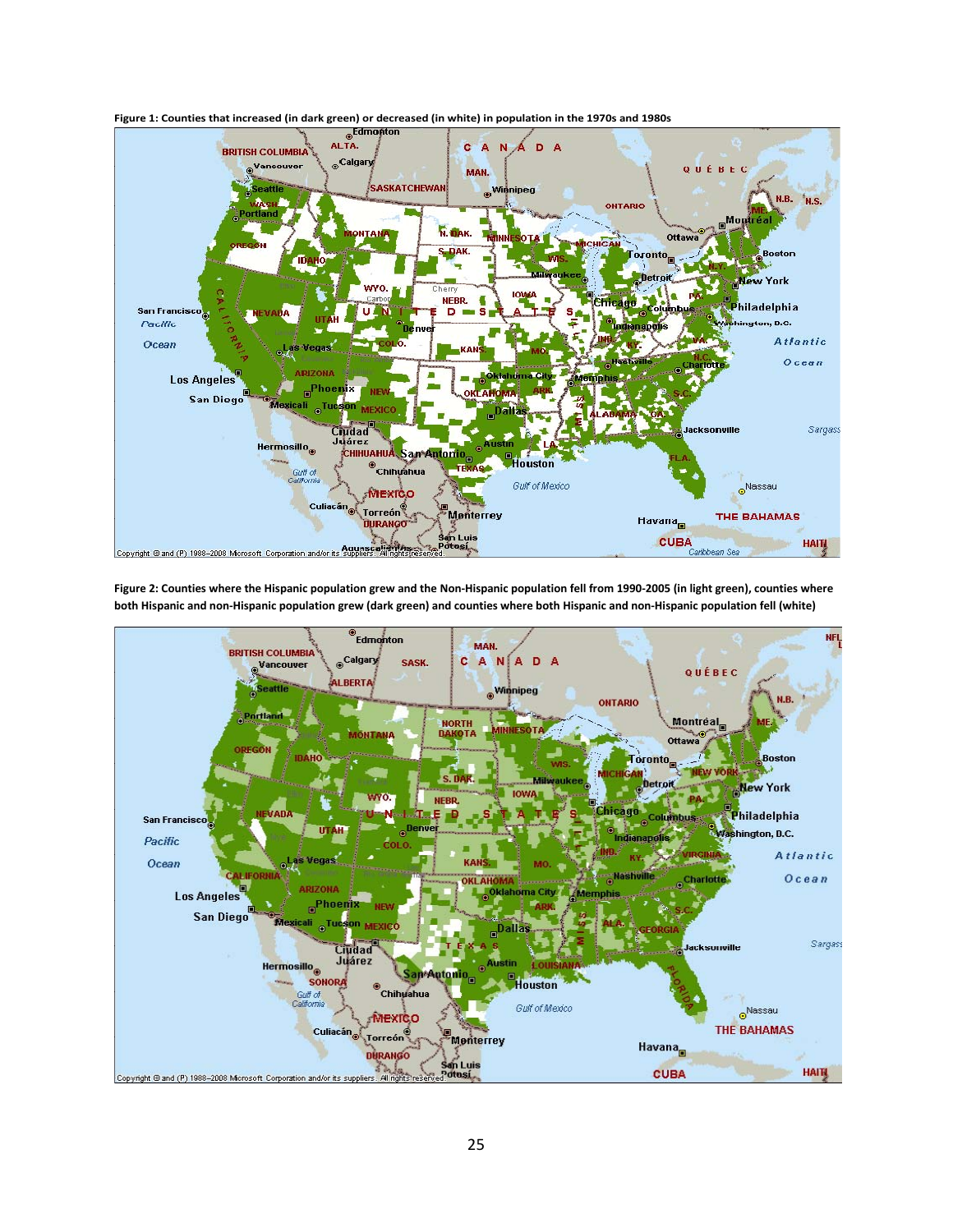**Figure 1: Counties that increased (in dark green) or decreased (in white) in population in the 1970s and 1980s**

**Figure 2: Counties where the Hispanic population grew and the Non-Hispanic population fell from 1990-2005 (in light green), counties where both Hispanic and non-Hispanic population grew (dark green) and counties where both Hispanic and non-Hispanic population fell (white)**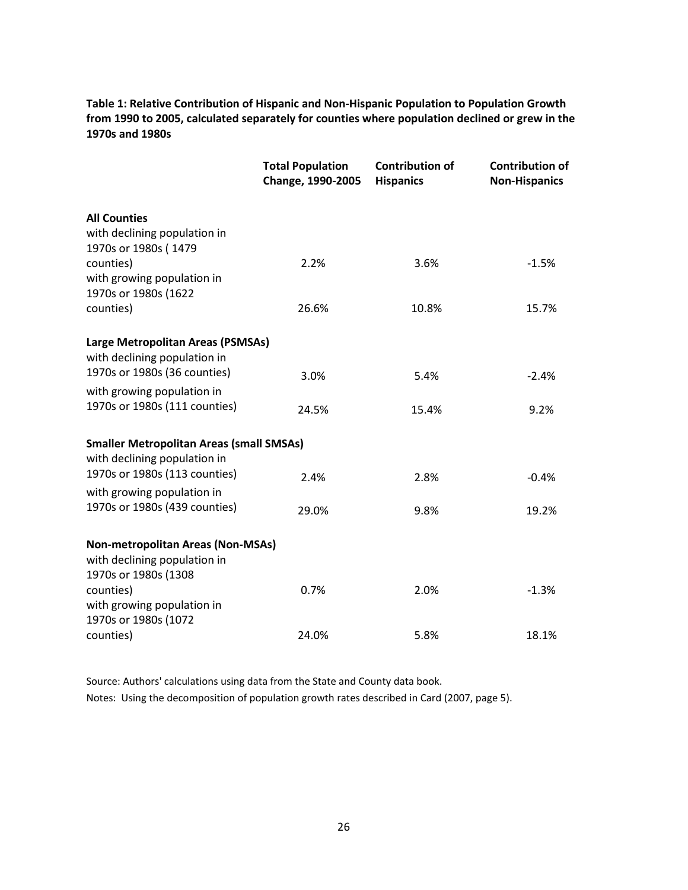**Table 1: Relative Contribution of Hispanic and Non-Hispanic Population to Population Growth from 1990 to 2005, calculated separately for counties where population declined or grew in the 1970s and 1980s**

| | Total Population Change, 1990-2005 | Contribution of Hispanics | Contribution of Non-Hispanics |
|---|---|---|---|
| **All Counties** | | | |
| with declining population in 1970s or 1980s ( 1479 counties) | 2.2% | 3.6% | -1.5% |
| with growing population in 1970s or 1980s (1622 counties) | 26.6% | 10.8% | 15.7% |
| **Large Metropolitan Areas (PSMSAs)** | | | |
| with declining population in 1970s or 1980s (36 counties) | 3.0% | 5.4% | -2.4% |
| with growing population in 1970s or 1980s (111 counties) | 24.5% | 15.4% | 9.2% |
| **Smaller Metropolitan Areas (small SMSAs)** | | | |
| with declining population in 1970s or 1980s (113 counties) | 2.4% | 2.8% | -0.4% |
| with growing population in 1970s or 1980s (439 counties) | 29.0% | 9.8% | 19.2% |
| **Non-metropolitan Areas (Non-MSAs)** | | | |
| with declining population in 1970s or 1980s (1308 counties) | 0.7% | 2.0% | -1.3% |
| with growing population in 1970s or 1980s (1072 counties) | 24.0% | 5.8% | 18.1% |

Source: Authors' calculations using data from the State and County data book.

Notes: Using the decomposition of population growth rates described in Card (2007, page 5).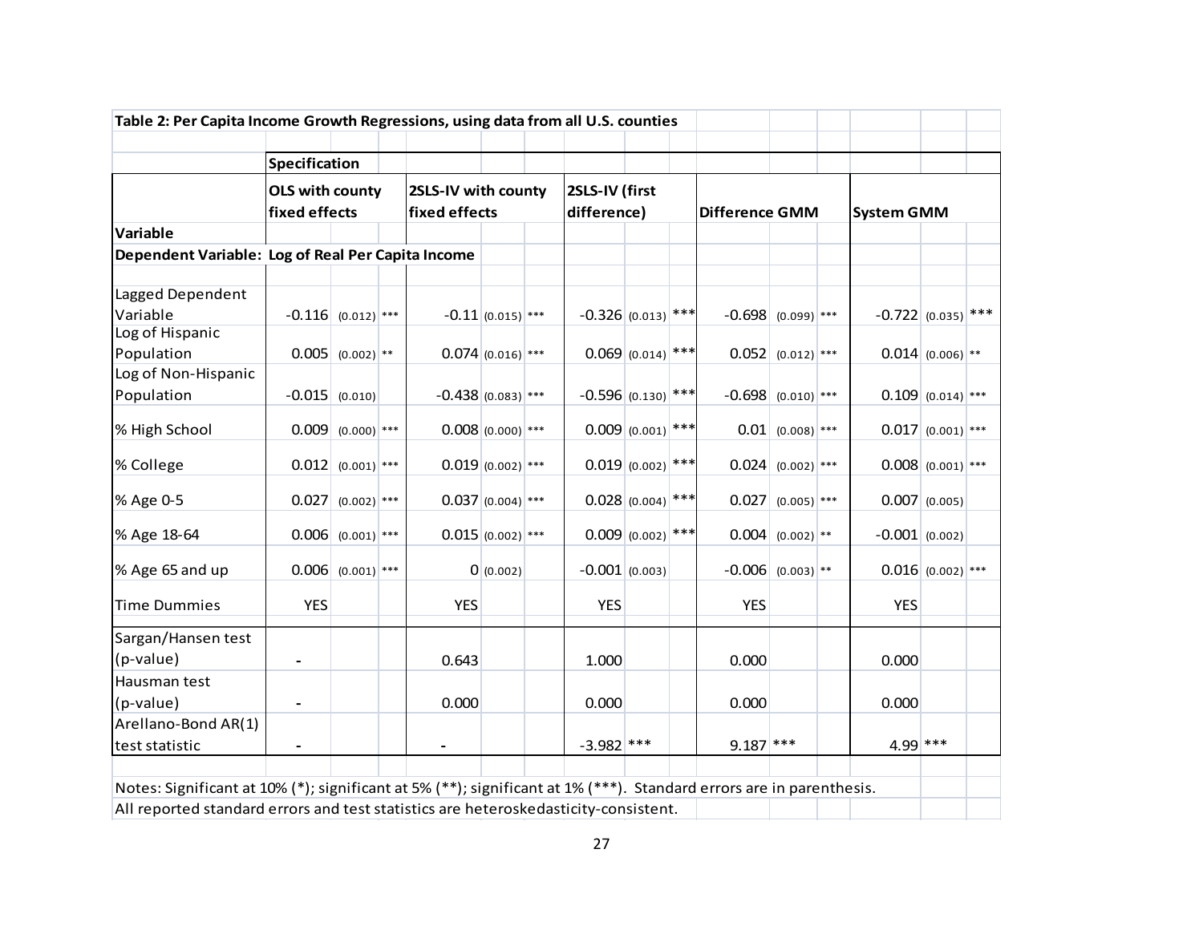**Table 2: Per Capita Income Growth Regressions, using data from all U.S. counties**

| Variable | OLS with county fixed effects | | | 2SLS-IV with county fixed effects | | | 2SLS-IV (first difference) | | | Difference GMM | | | System GMM | | |
|---|---|---|---|---|---|---|---|---|---|---|---|---|---|---|---|
| **Dependent Variable: Log of Real Per Capita Income** | | | | | | | | | | | | | | | |
| Lagged Dependent Variable | -0.116 | (0.012) | *** | -0.11 | (0.015) | *** | -0.326 | (0.013) | *** | -0.698 | (0.099) | *** | -0.722 | (0.035) | *** |
| Log of Hispanic Population | 0.005 | (0.002) | ** | 0.074 | (0.016) | *** | 0.069 | (0.014) | *** | 0.052 | (0.012) | *** | 0.014 | (0.006) | ** |
| Log of Non-Hispanic Population | -0.015 | (0.010) | | -0.438 | (0.083) | *** | -0.596 | (0.130) | *** | -0.698 | (0.010) | *** | 0.109 | (0.014) | *** |
| % High School | 0.009 | (0.000) | *** | 0.008 | (0.000) | *** | 0.009 | (0.001) | *** | 0.01 | (0.008) | *** | 0.017 | (0.001) | *** |
| % College | 0.012 | (0.001) | *** | 0.019 | (0.002) | *** | 0.019 | (0.002) | *** | 0.024 | (0.002) | *** | 0.008 | (0.001) | *** |
| % Age 0-5 | 0.027 | (0.002) | *** | 0.037 | (0.004) | *** | 0.028 | (0.004) | *** | 0.027 | (0.005) | *** | 0.007 | (0.005) | |
| % Age 18-64 | 0.006 | (0.001) | *** | 0.015 | (0.002) | *** | 0.009 | (0.002) | *** | 0.004 | (0.002) | ** | -0.001 | (0.002) | |
| % Age 65 and up | 0.006 | (0.001) | *** | 0 | (0.002) | | -0.001 | (0.003) | | -0.006 | (0.003) | ** | 0.016 | (0.002) | *** |
| Time Dummies | YES | | | YES | | | YES | | | YES | | | YES | | |
| Sargan/Hansen test (p-value) | - | | | 0.643 | | | 1.000 | | | 0.000 | | | 0.000 | | |
| Hausman test (p-value) | - | | | 0.000 | | | 0.000 | | | 0.000 | | | 0.000 | | |
| Arellano-Bond AR(1) test statistic | - | | | - | | | -3.982 | *** | | 9.187 | *** | | 4.99 | *** | |

Notes: Significant at 10% (*); significant at 5% (**); significant at 1% (***). Standard errors are in parenthesis.
All reported standard errors and test statistics are heteroskedasticity-consistent.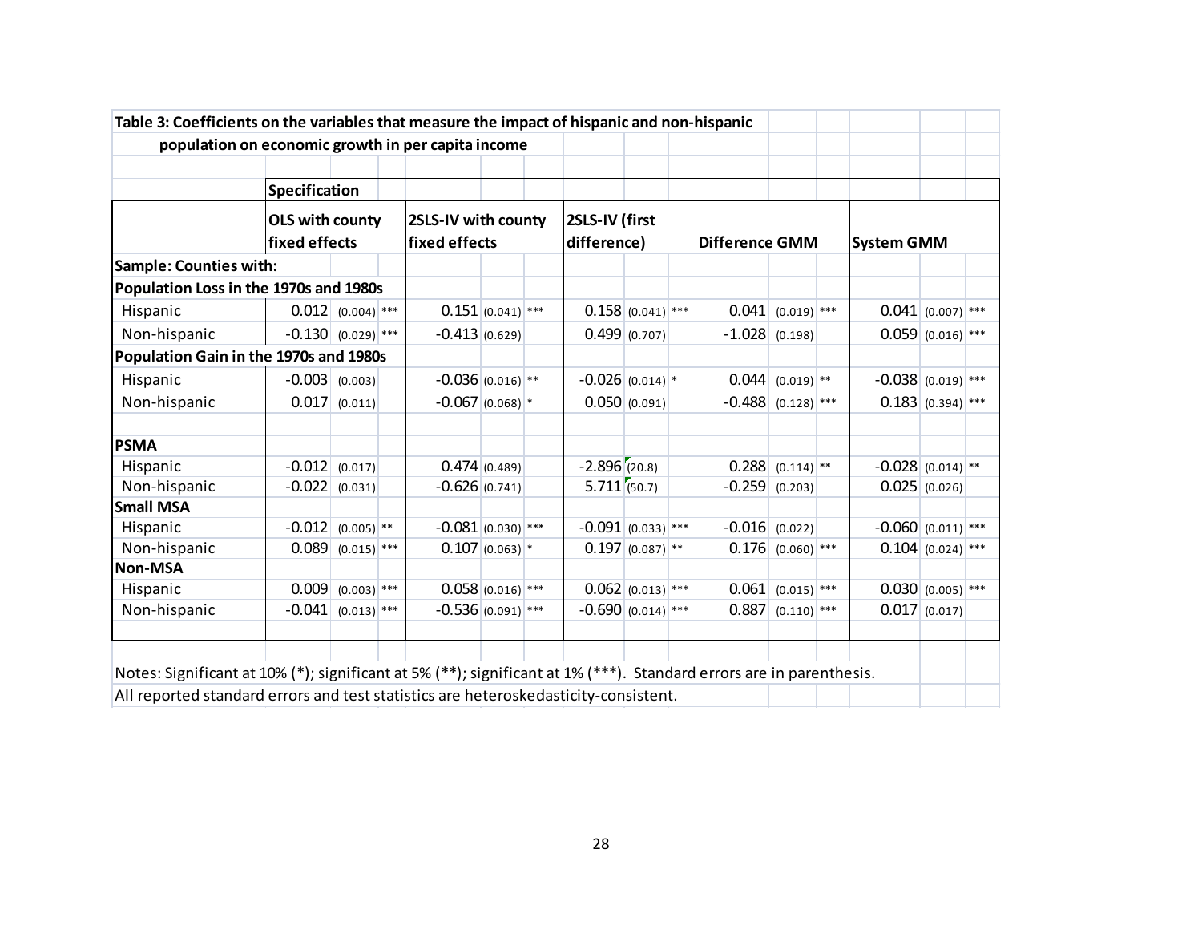**Table 3: Coefficients on the variables that measure the impact of hispanic and non-hispanic population on economic growth in per capita income**

| | Specification | | | | |
|---|---|---|---|---|---|
| | OLS with county fixed effects | 2SLS-IV with county fixed effects | 2SLS-IV (first difference) | Difference GMM | System GMM |
| **Sample: Counties with:** | | | | | |
| **Population Loss in the 1970s and 1980s** | | | | | |
| Hispanic | 0.012 (0.004) *** | 0.151 (0.041) *** | 0.158 (0.041) *** | 0.041 (0.019) *** | 0.041 (0.007) *** |
| Non-hispanic | -0.130 (0.029) *** | -0.413 (0.629) | 0.499 (0.707) | -1.028 (0.198) | 0.059 (0.016) *** |
| **Population Gain in the 1970s and 1980s** | | | | | |
| Hispanic | -0.003 (0.003) | -0.036 (0.016) ** | -0.026 (0.014) * | 0.044 (0.019) ** | -0.038 (0.019) *** |
| Non-hispanic | 0.017 (0.011) | -0.067 (0.068) * | 0.050 (0.091) | -0.488 (0.128) *** | 0.183 (0.394) *** |
| | | | | | |
| **PSMA** | | | | | |
| Hispanic | -0.012 (0.017) | 0.474 (0.489) | -2.896 (20.8) | 0.288 (0.114) ** | -0.028 (0.014) ** |
| Non-hispanic | -0.022 (0.031) | -0.626 (0.741) | 5.711 (50.7) | -0.259 (0.203) | 0.025 (0.026) |
| **Small MSA** | | | | | |
| Hispanic | -0.012 (0.005) ** | -0.081 (0.030) *** | -0.091 (0.033) *** | -0.016 (0.022) | -0.060 (0.011) *** |
| Non-hispanic | 0.089 (0.015) *** | 0.107 (0.063) * | 0.197 (0.087) ** | 0.176 (0.060) *** | 0.104 (0.024) *** |
| **Non-MSA** | | | | | |
| Hispanic | 0.009 (0.003) *** | 0.058 (0.016) *** | 0.062 (0.013) *** | 0.061 (0.015) *** | 0.030 (0.005) *** |
| Non-hispanic | -0.041 (0.013) *** | -0.536 (0.091) *** | -0.690 (0.014) *** | 0.887 (0.110) *** | 0.017 (0.017) |

Notes: Significant at 10% (*); significant at 5% (**); significant at 1% (***). Standard errors are in parenthesis.
All reported standard errors and test statistics are heteroskedasticity-consistent.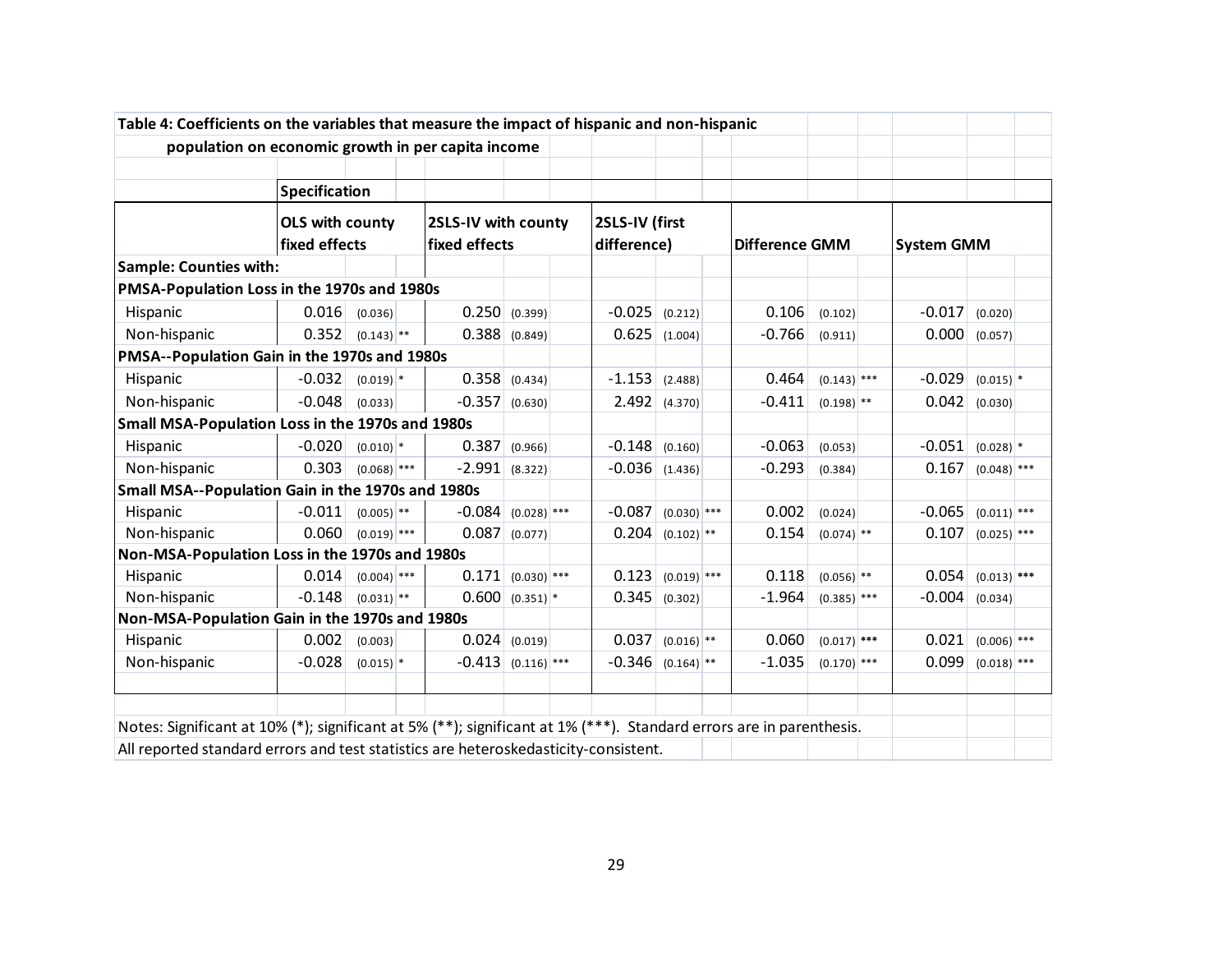**Table 4: Coefficients on the variables that measure the impact of hispanic and non-hispanic population on economic growth in per capita income**

| | Specification | | | | | | | | | |
|---|---|---|---|---|---|---|---|---|---|---|
| | OLS with county fixed effects | | 2SLS-IV with county fixed effects | | 2SLS-IV (first difference) | | Difference GMM | | System GMM | |
| **Sample: Counties with:** | | | | | | | | | | |
| **PMSA-Population Loss in the 1970s and 1980s** | | | | | | | | | | |
| Hispanic | 0.016 | (0.036) | 0.250 | (0.399) | -0.025 | (0.212) | 0.106 | (0.102) | -0.017 | (0.020) |
| Non-hispanic | 0.352 | (0.143) ** | 0.388 | (0.849) | 0.625 | (1.004) | -0.766 | (0.911) | 0.000 | (0.057) |
| **PMSA--Population Gain in the 1970s and 1980s** | | | | | | | | | | |
| Hispanic | -0.032 | (0.019) * | 0.358 | (0.434) | -1.153 | (2.488) | 0.464 | (0.143) *** | -0.029 | (0.015) * |
| Non-hispanic | -0.048 | (0.033) | -0.357 | (0.630) | 2.492 | (4.370) | -0.411 | (0.198) ** | 0.042 | (0.030) |
| **Small MSA-Population Loss in the 1970s and 1980s** | | | | | | | | | | |
| Hispanic | -0.020 | (0.010) * | 0.387 | (0.966) | -0.148 | (0.160) | -0.063 | (0.053) | -0.051 | (0.028) * |
| Non-hispanic | 0.303 | (0.068) *** | -2.991 | (8.322) | -0.036 | (1.436) | -0.293 | (0.384) | 0.167 | (0.048) *** |
| **Small MSA--Population Gain in the 1970s and 1980s** | | | | | | | | | | |
| Hispanic | -0.011 | (0.005) ** | -0.084 | (0.028) *** | -0.087 | (0.030) *** | 0.002 | (0.024) | -0.065 | (0.011) *** |
| Non-hispanic | 0.060 | (0.019) *** | 0.087 | (0.077) | 0.204 | (0.102) ** | 0.154 | (0.074) ** | 0.107 | (0.025) *** |
| **Non-MSA-Population Loss in the 1970s and 1980s** | | | | | | | | | | |
| Hispanic | 0.014 | (0.004) *** | 0.171 | (0.030) *** | 0.123 | (0.019) *** | 0.118 | (0.056) ** | 0.054 | (0.013) *** |
| Non-hispanic | -0.148 | (0.031) ** | 0.600 | (0.351) * | 0.345 | (0.302) | -1.964 | (0.385) *** | -0.004 | (0.034) |
| **Non-MSA-Population Gain in the 1970s and 1980s** | | | | | | | | | | |
| Hispanic | 0.002 | (0.003) | 0.024 | (0.019) | 0.037 | (0.016) ** | 0.060 | (0.017) *** | 0.021 | (0.006) *** |
| Non-hispanic | -0.028 | (0.015) * | -0.413 | (0.116) *** | -0.346 | (0.164) ** | -1.035 | (0.170) *** | 0.099 | (0.018) *** |

Notes: Significant at 10% (*); significant at 5% (**); significant at 1% (***). Standard errors are in parenthesis.
All reported standard errors and test statistics are heteroskedasticity-consistent.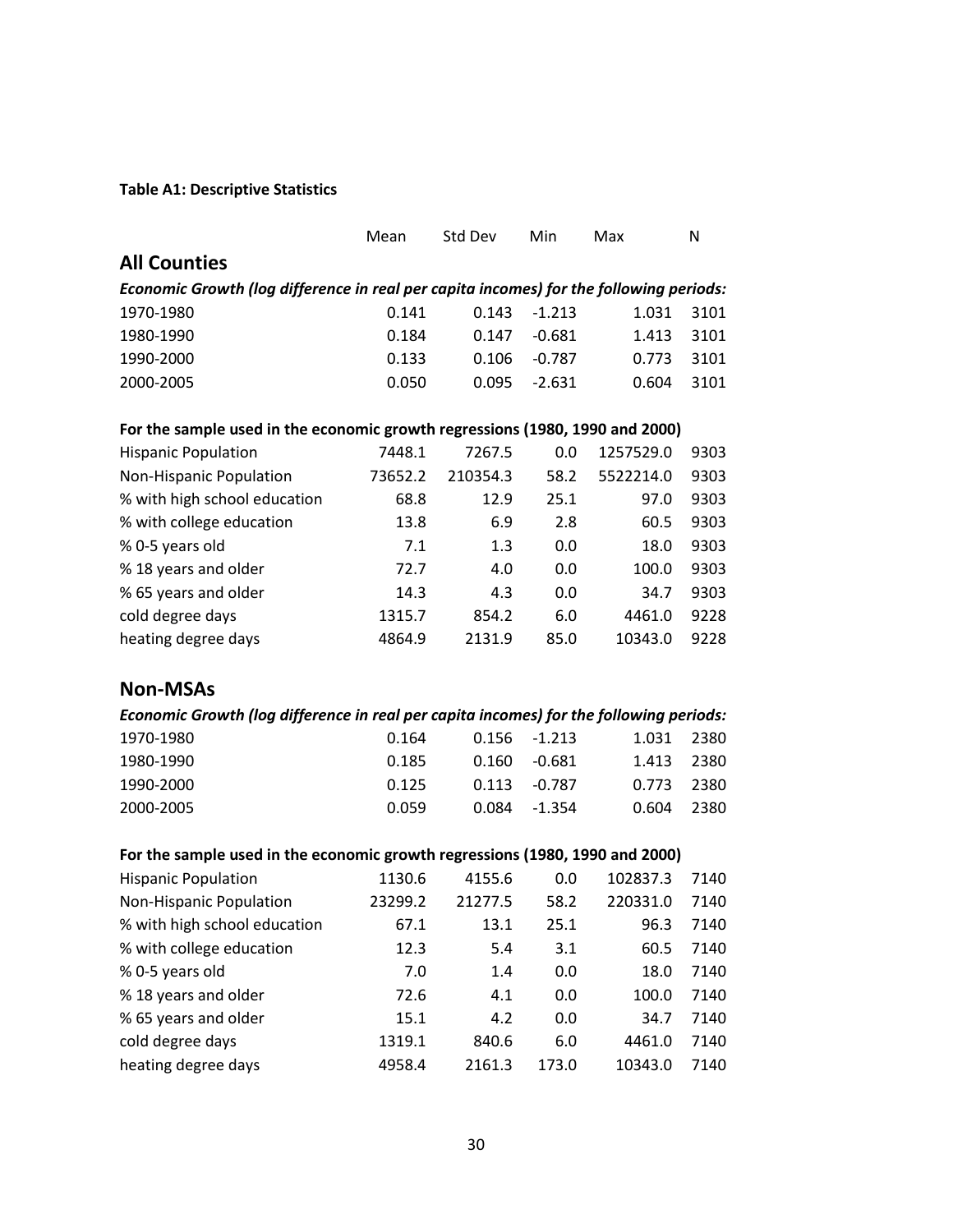**Table A1: Descriptive Statistics**

| | Mean | Std Dev | Min | Max | N |
|---|---|---|---|---|---|
| **All Counties** | | | | | |
| ***Economic Growth (log difference in real per capita incomes) for the following periods:*** | | | | | |
| 1970-1980 | 0.141 | 0.143 | -1.213 | 1.031 | 3101 |
| 1980-1990 | 0.184 | 0.147 | -0.681 | 1.413 | 3101 |
| 1990-2000 | 0.133 | 0.106 | -0.787 | 0.773 | 3101 |
| 2000-2005 | 0.050 | 0.095 | -2.631 | 0.604 | 3101 |
| **For the sample used in the economic growth regressions (1980, 1990 and 2000)** | | | | | |
| Hispanic Population | 7448.1 | 7267.5 | 0.0 | 1257529.0 | 9303 |
| Non-Hispanic Population | 73652.2 | 210354.3 | 58.2 | 5522214.0 | 9303 |
| % with high school education | 68.8 | 12.9 | 25.1 | 97.0 | 9303 |
| % with college education | 13.8 | 6.9 | 2.8 | 60.5 | 9303 |
| % 0-5 years old | 7.1 | 1.3 | 0.0 | 18.0 | 9303 |
| % 18 years and older | 72.7 | 4.0 | 0.0 | 100.0 | 9303 |
| % 65 years and older | 14.3 | 4.3 | 0.0 | 34.7 | 9303 |
| cold degree days | 1315.7 | 854.2 | 6.0 | 4461.0 | 9228 |
| heating degree days | 4864.9 | 2131.9 | 85.0 | 10343.0 | 9228 |
| **Non-MSAs** | | | | | |
| ***Economic Growth (log difference in real per capita incomes) for the following periods:*** | | | | | |
| 1970-1980 | 0.164 | 0.156 | -1.213 | 1.031 | 2380 |
| 1980-1990 | 0.185 | 0.160 | -0.681 | 1.413 | 2380 |
| 1990-2000 | 0.125 | 0.113 | -0.787 | 0.773 | 2380 |
| 2000-2005 | 0.059 | 0.084 | -1.354 | 0.604 | 2380 |
| **For the sample used in the economic growth regressions (1980, 1990 and 2000)** | | | | | |
| Hispanic Population | 1130.6 | 4155.6 | 0.0 | 102837.3 | 7140 |
| Non-Hispanic Population | 23299.2 | 21277.5 | 58.2 | 220331.0 | 7140 |
| % with high school education | 67.1 | 13.1 | 25.1 | 96.3 | 7140 |
| % with college education | 12.3 | 5.4 | 3.1 | 60.5 | 7140 |
| % 0-5 years old | 7.0 | 1.4 | 0.0 | 18.0 | 7140 |
| % 18 years and older | 72.6 | 4.1 | 0.0 | 100.0 | 7140 |
| % 65 years and older | 15.1 | 4.2 | 0.0 | 34.7 | 7140 |
| cold degree days | 1319.1 | 840.6 | 6.0 | 4461.0 | 7140 |
| heating degree days | 4958.4 | 2161.3 | 173.0 | 10343.0 | 7140 |